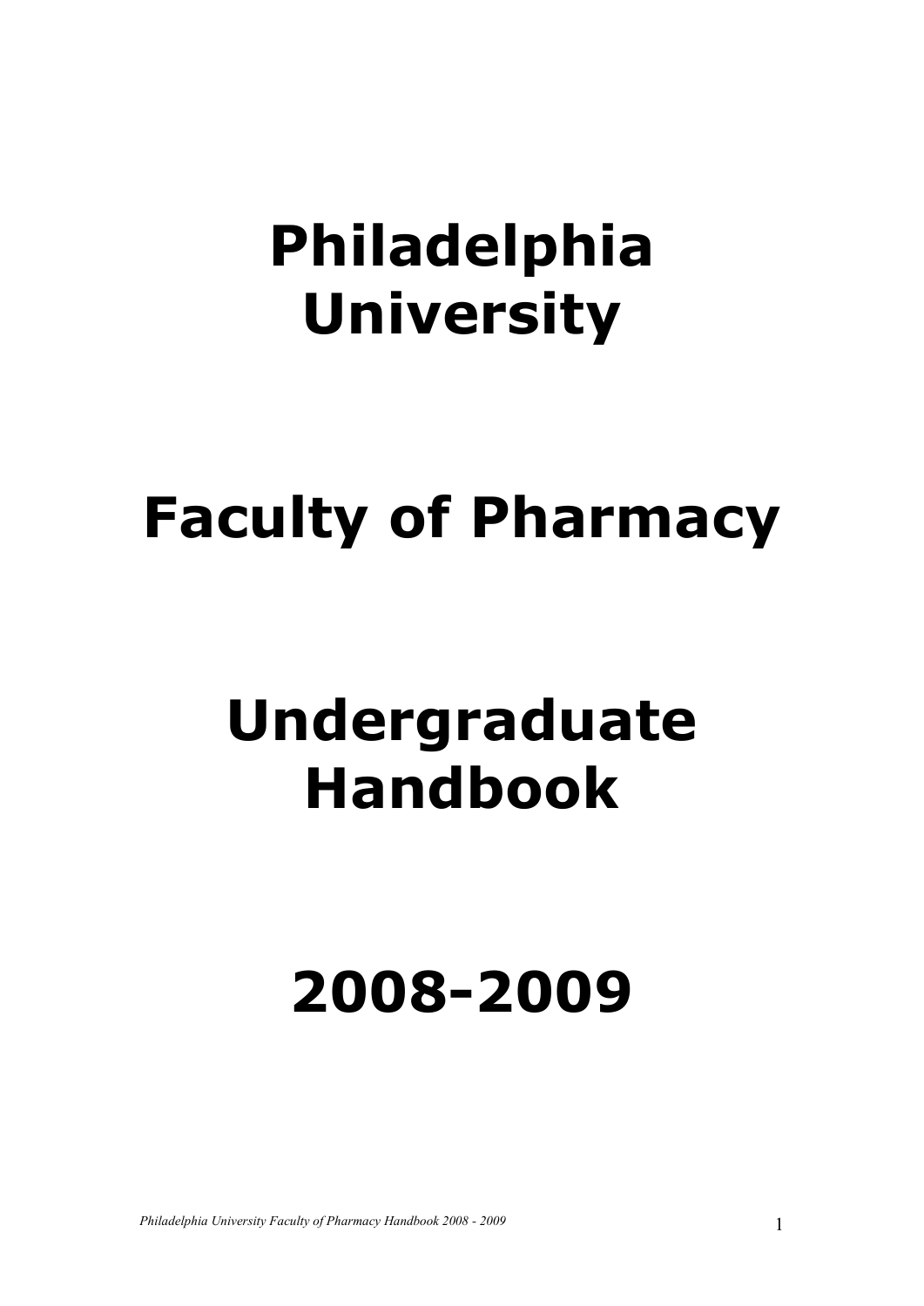# Philadelphia University

# Faculty of Pharmacy

# Undergraduate Handbook

# 2008-2009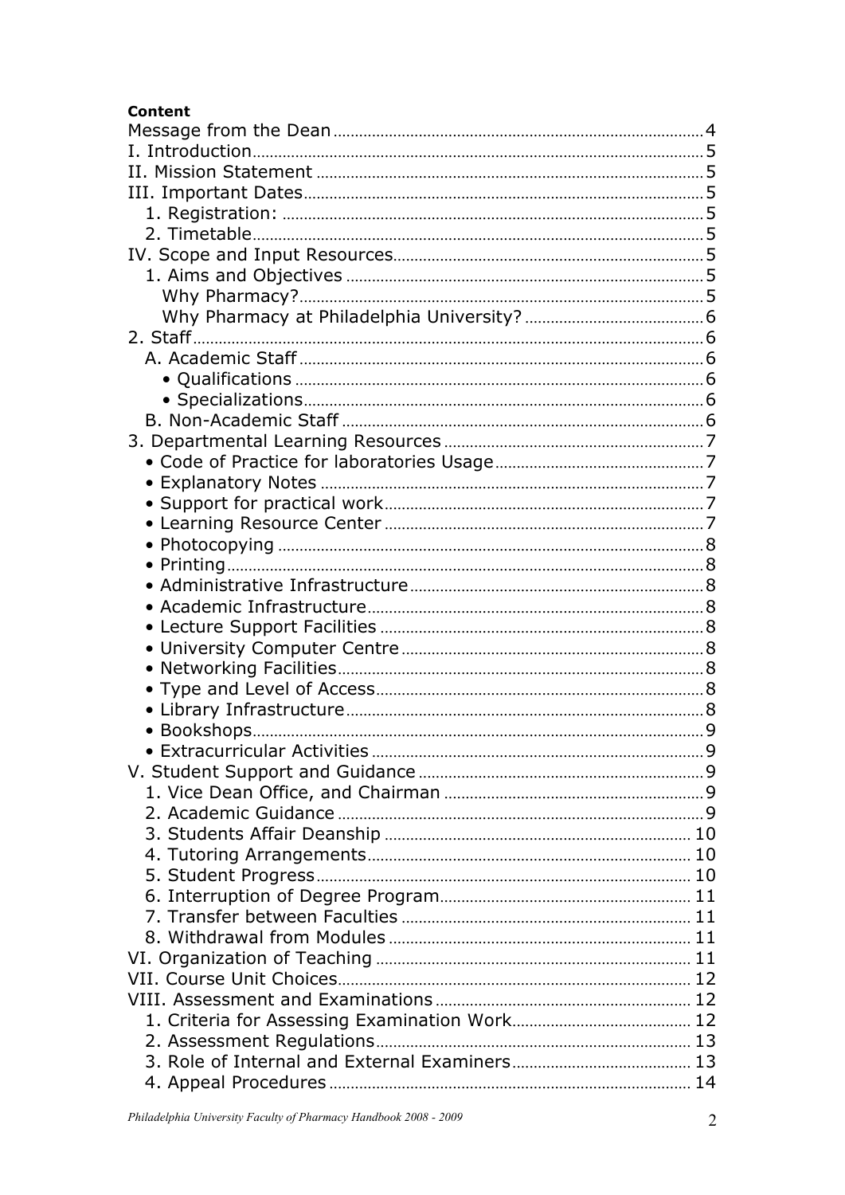**Content**

Message from the Dean ....................................................................... 4
I. Introduction ...................................................................................... 5
II. Mission Statement .......................................................................... 5
III. Important Dates ............................................................................. 5
  1. Registration: ................................................................................ 5
  2. Timetable ...................................................................................... 5
IV. Scope and Input Resources ............................................................ 5
  1. Aims and Objectives ...................................................................... 5
    Why Pharmacy? ................................................................................ 5
    Why Pharmacy at Philadelphia University? ........................................ 6
2. Staff .................................................................................................. 6
  A. Academic Staff ............................................................................... 6
    • Qualifications ................................................................................ 6
    • Specializations .............................................................................. 6
  B. Non-Academic Staff ........................................................................ 6
3. Departmental Learning Resources ..................................................... 7
  • Code of Practice for laboratories Usage ............................................ 7
  • Explanatory Notes ........................................................................... 7
  • Support for practical work ............................................................... 7
  • Learning Resource Center ................................................................ 7
  • Photocopying ................................................................................... 8
  • Printing ............................................................................................ 8
  • Administrative Infrastructure ........................................................... 8
  • Academic Infrastructure ................................................................... 8
  • Lecture Support Facilities ................................................................ 8
  • University Computer Centre ............................................................. 8
  • Networking Facilities ....................................................................... 8
  • Type and Level of Access ................................................................. 8
  • Library Infrastructure ...................................................................... 8
  • Bookshops ....................................................................................... 9
  • Extracurricular Activities .................................................................. 9
V. Student Support and Guidance .......................................................... 9
  1. Vice Dean Office, and Chairman ...................................................... 9
  2. Academic Guidance ........................................................................ 9
  3. Students Affair Deanship ............................................................... 10
  4. Tutoring Arrangements .................................................................. 10
  5. Student Progress ........................................................................... 10
  6. Interruption of Degree Program ..................................................... 11
  7. Transfer between Faculties ............................................................ 11
  8. Withdrawal from Modules ............................................................... 11
VI. Organization of Teaching ................................................................. 11
VII. Course Unit Choices ....................................................................... 12
VIII. Assessment and Examinations ....................................................... 12
  1. Criteria for Assessing Examination Work ......................................... 12
  2. Assessment Regulations ................................................................. 13
  3. Role of Internal and External Examiners ......................................... 13
  4. Appeal Procedures .......................................................................... 14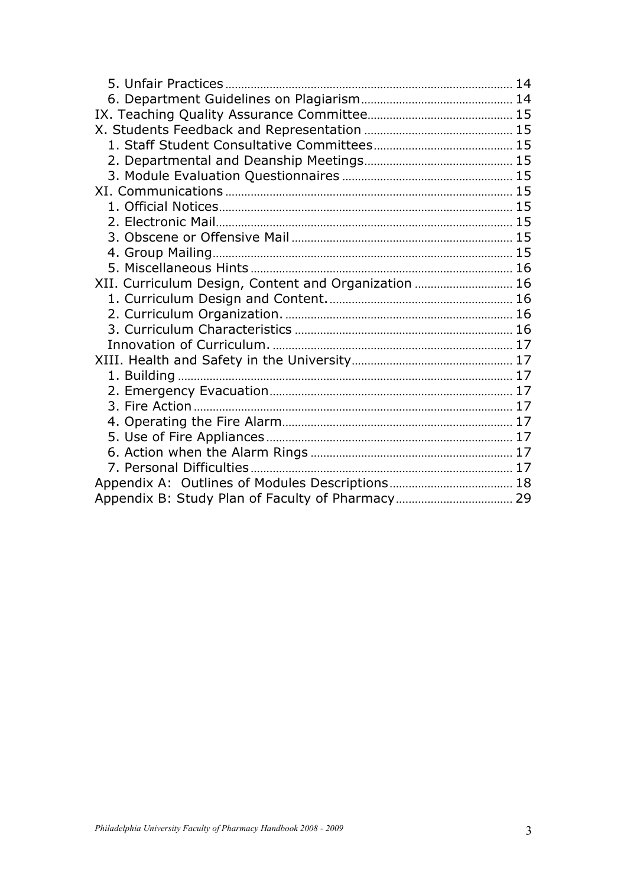5. Unfair Practices ........................................................................................ 14
6. Department Guidelines on Plagiarism................................................ 14
IX. Teaching Quality Assurance Committee............................................ 15
X. Students Feedback and Representation ............................................. 15
1. Staff Student Consultative Committees........................................... 15
2. Departmental and Deanship Meetings.............................................. 15
3. Module Evaluation Questionnaires ..................................................... 15
XI. Communications ........................................................................................ 15
1. Official Notices........................................................................................... 15
2. Electronic Mail............................................................................................ 15
3. Obscene or Offensive Mail .................................................................... 15
4. Group Mailing............................................................................................. 15
5. Miscellaneous Hints ................................................................................. 16
XII. Curriculum Design, Content and Organization .............................. 16
1. Curriculum Design and Content. ......................................................... 16
2. Curriculum Organization. ....................................................................... 16
3. Curriculum Characteristics .................................................................... 16
Innovation of Curriculum. .......................................................................... 17
XIII. Health and Safety in the University.................................................. 17
1. Building ........................................................................................................ 17
2. Emergency Evacuation............................................................................ 17
3. Fire Action ................................................................................................... 17
4. Operating the Fire Alarm........................................................................ 17
5. Use of Fire Appliances ............................................................................ 17
6. Action when the Alarm Rings ............................................................... 17
7. Personal Difficulties ................................................................................. 17
Appendix A: Outlines of Modules Descriptions...................................... 18
Appendix B: Study Plan of Faculty of Pharmacy.................................... 29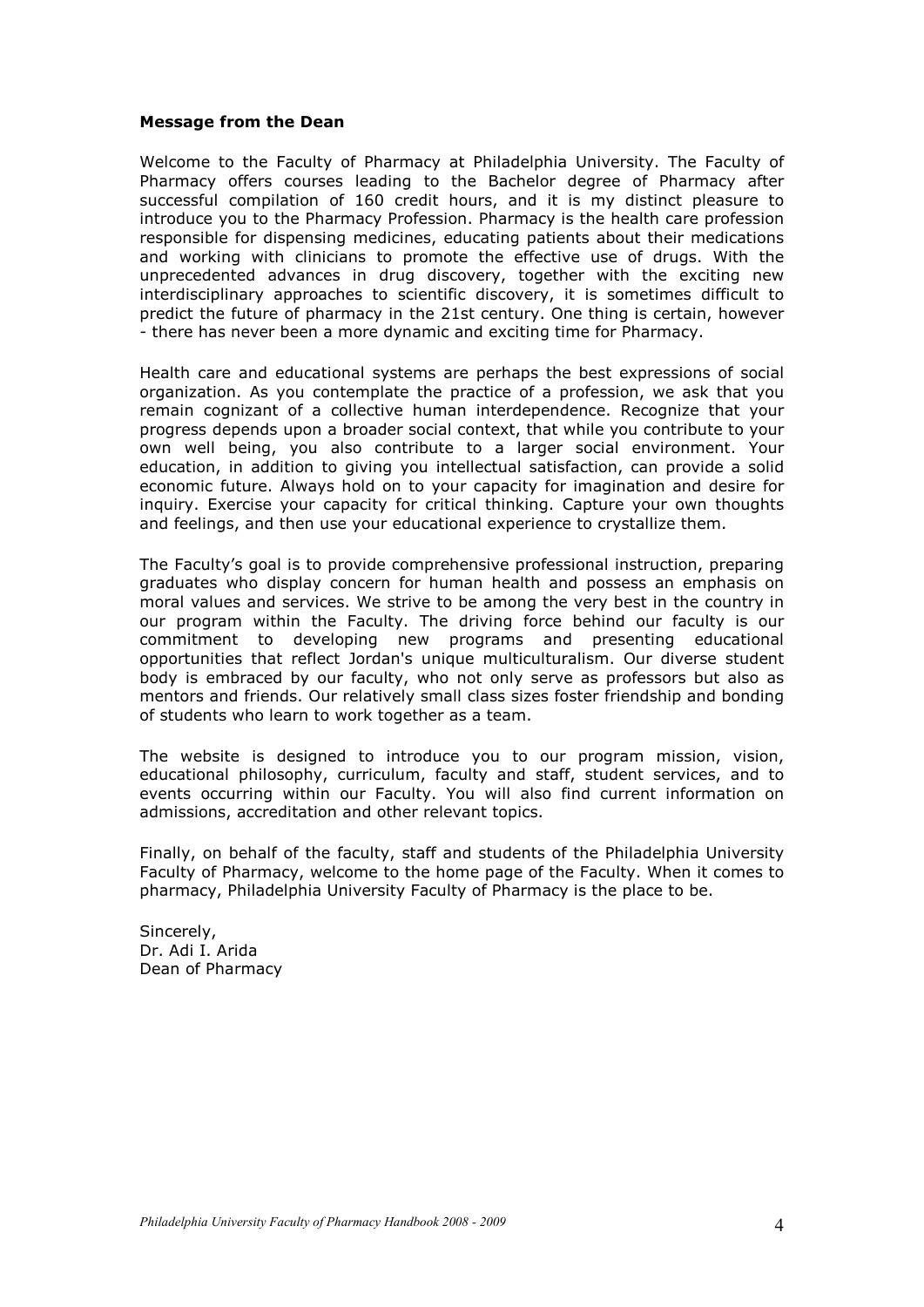**Message from the Dean**

Welcome to the Faculty of Pharmacy at Philadelphia University. The Faculty of Pharmacy offers courses leading to the Bachelor degree of Pharmacy after successful compilation of 160 credit hours, and it is my distinct pleasure to introduce you to the Pharmacy Profession. Pharmacy is the health care profession responsible for dispensing medicines, educating patients about their medications and working with clinicians to promote the effective use of drugs. With the unprecedented advances in drug discovery, together with the exciting new interdisciplinary approaches to scientific discovery, it is sometimes difficult to predict the future of pharmacy in the 21st century. One thing is certain, however - there has never been a more dynamic and exciting time for Pharmacy.

Health care and educational systems are perhaps the best expressions of social organization. As you contemplate the practice of a profession, we ask that you remain cognizant of a collective human interdependence. Recognize that your progress depends upon a broader social context, that while you contribute to your own well being, you also contribute to a larger social environment. Your education, in addition to giving you intellectual satisfaction, can provide a solid economic future. Always hold on to your capacity for imagination and desire for inquiry. Exercise your capacity for critical thinking. Capture your own thoughts and feelings, and then use your educational experience to crystallize them.

The Faculty's goal is to provide comprehensive professional instruction, preparing graduates who display concern for human health and possess an emphasis on moral values and services. We strive to be among the very best in the country in our program within the Faculty. The driving force behind our faculty is our commitment to developing new programs and presenting educational opportunities that reflect Jordan's unique multiculturalism. Our diverse student body is embraced by our faculty, who not only serve as professors but also as mentors and friends. Our relatively small class sizes foster friendship and bonding of students who learn to work together as a team.

The website is designed to introduce you to our program mission, vision, educational philosophy, curriculum, faculty and staff, student services, and to events occurring within our Faculty. You will also find current information on admissions, accreditation and other relevant topics.

Finally, on behalf of the faculty, staff and students of the Philadelphia University Faculty of Pharmacy, welcome to the home page of the Faculty. When it comes to pharmacy, Philadelphia University Faculty of Pharmacy is the place to be.

Sincerely,
Dr. Adi I. Arida
Dean of Pharmacy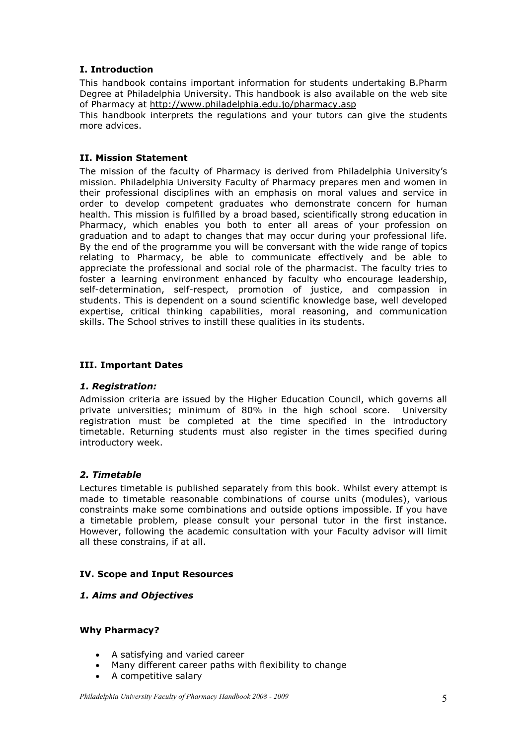## I. Introduction

This handbook contains important information for students undertaking B.Pharm Degree at Philadelphia University. This handbook is also available on the web site of Pharmacy at http://www.philadelphia.edu.jo/pharmacy.asp

This handbook interprets the regulations and your tutors can give the students more advices.

## II. Mission Statement

The mission of the faculty of Pharmacy is derived from Philadelphia University's mission. Philadelphia University Faculty of Pharmacy prepares men and women in their professional disciplines with an emphasis on moral values and service in order to develop competent graduates who demonstrate concern for human health. This mission is fulfilled by a broad based, scientifically strong education in Pharmacy, which enables you both to enter all areas of your profession on graduation and to adapt to changes that may occur during your professional life. By the end of the programme you will be conversant with the wide range of topics relating to Pharmacy, be able to communicate effectively and be able to appreciate the professional and social role of the pharmacist. The faculty tries to foster a learning environment enhanced by faculty who encourage leadership, self-determination, self-respect, promotion of justice, and compassion in students. This is dependent on a sound scientific knowledge base, well developed expertise, critical thinking capabilities, moral reasoning, and communication skills. The School strives to instill these qualities in its students.

## III. Important Dates

### *1. Registration:*

Admission criteria are issued by the Higher Education Council, which governs all private universities; minimum of 80% in the high school score. University registration must be completed at the time specified in the introductory timetable. Returning students must also register in the times specified during introductory week.

### *2. Timetable*

Lectures timetable is published separately from this book. Whilst every attempt is made to timetable reasonable combinations of course units (modules), various constraints make some combinations and outside options impossible. If you have a timetable problem, please consult your personal tutor in the first instance. However, following the academic consultation with your Faculty advisor will limit all these constrains, if at all.

## IV. Scope and Input Resources

### *1. Aims and Objectives*

#### Why Pharmacy?

- A satisfying and varied career
- Many different career paths with flexibility to change
- A competitive salary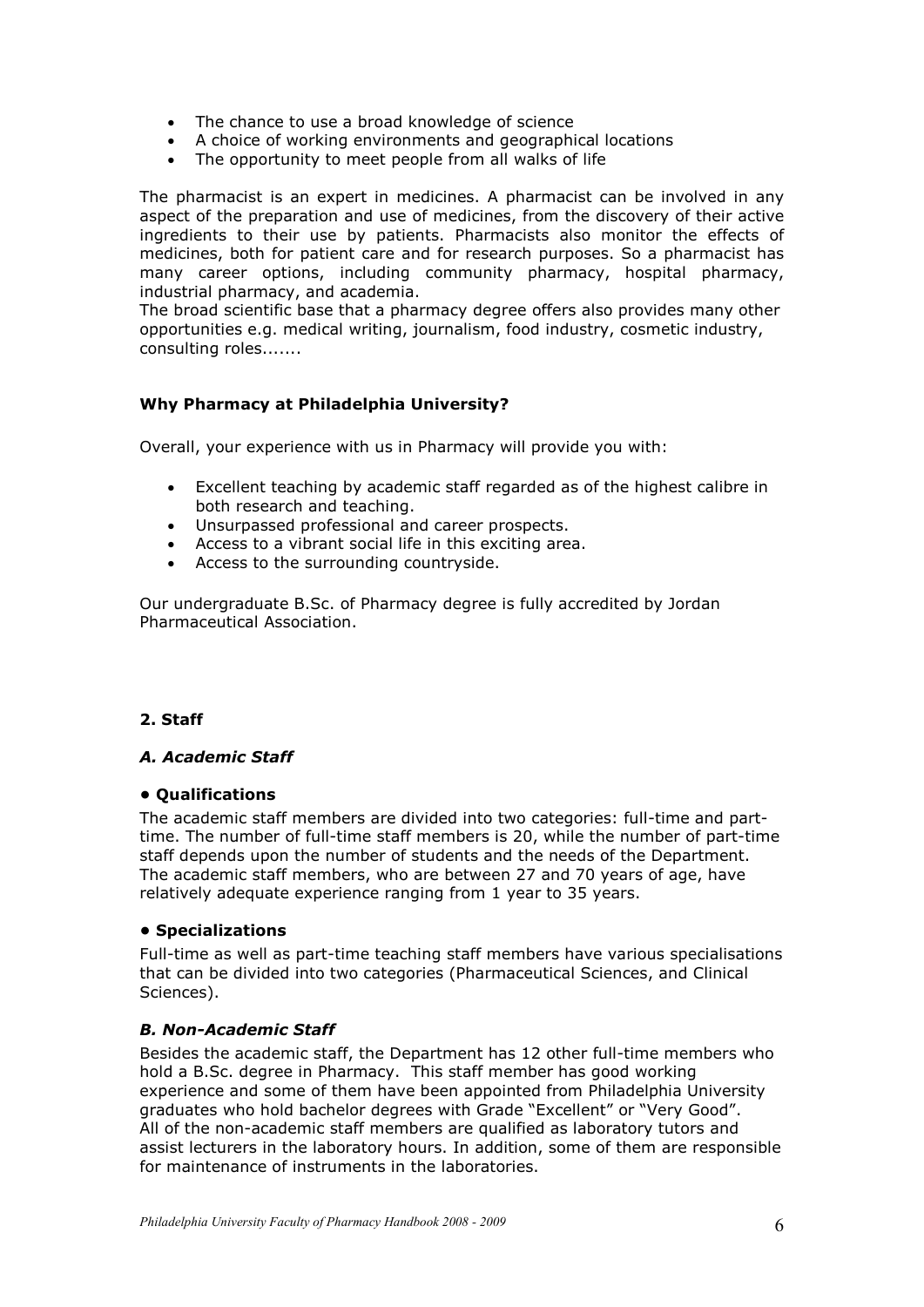- The chance to use a broad knowledge of science
- A choice of working environments and geographical locations
- The opportunity to meet people from all walks of life

The pharmacist is an expert in medicines. A pharmacist can be involved in any aspect of the preparation and use of medicines, from the discovery of their active ingredients to their use by patients. Pharmacists also monitor the effects of medicines, both for patient care and for research purposes. So a pharmacist has many career options, including community pharmacy, hospital pharmacy, industrial pharmacy, and academia.

The broad scientific base that a pharmacy degree offers also provides many other opportunities e.g. medical writing, journalism, food industry, cosmetic industry, consulting roles.......

**Why Pharmacy at Philadelphia University?**

Overall, your experience with us in Pharmacy will provide you with:

- Excellent teaching by academic staff regarded as of the highest calibre in both research and teaching.
- Unsurpassed professional and career prospects.
- Access to a vibrant social life in this exciting area.
- Access to the surrounding countryside.

Our undergraduate B.Sc. of Pharmacy degree is fully accredited by Jordan Pharmaceutical Association.

## 2. Staff

### *A. Academic Staff*

**• Qualifications**

The academic staff members are divided into two categories: full-time and part-time. The number of full-time staff members is 20, while the number of part-time staff depends upon the number of students and the needs of the Department. The academic staff members, who are between 27 and 70 years of age, have relatively adequate experience ranging from 1 year to 35 years.

**• Specializations**

Full-time as well as part-time teaching staff members have various specialisations that can be divided into two categories (Pharmaceutical Sciences, and Clinical Sciences).

### *B. Non-Academic Staff*

Besides the academic staff, the Department has 12 other full-time members who hold a B.Sc. degree in Pharmacy. This staff member has good working experience and some of them have been appointed from Philadelphia University graduates who hold bachelor degrees with Grade "Excellent" or "Very Good". All of the non-academic staff members are qualified as laboratory tutors and assist lecturers in the laboratory hours. In addition, some of them are responsible for maintenance of instruments in the laboratories.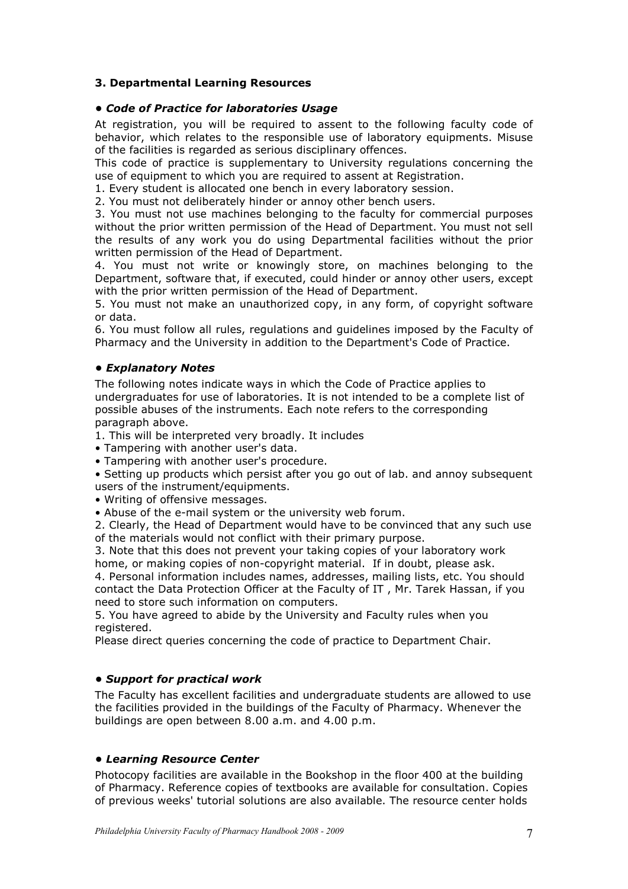### 3. Departmental Learning Resources

#### • *Code of Practice for laboratories Usage*

At registration, you will be required to assent to the following faculty code of behavior, which relates to the responsible use of laboratory equipments. Misuse of the facilities is regarded as serious disciplinary offences.

This code of practice is supplementary to University regulations concerning the use of equipment to which you are required to assent at Registration.

1. Every student is allocated one bench in every laboratory session.
2. You must not deliberately hinder or annoy other bench users.
3. You must not use machines belonging to the faculty for commercial purposes without the prior written permission of the Head of Department. You must not sell the results of any work you do using Departmental facilities without the prior written permission of the Head of Department.
4. You must not write or knowingly store, on machines belonging to the Department, software that, if executed, could hinder or annoy other users, except with the prior written permission of the Head of Department.
5. You must not make an unauthorized copy, in any form, of copyright software or data.
6. You must follow all rules, regulations and guidelines imposed by the Faculty of Pharmacy and the University in addition to the Department's Code of Practice.

#### • *Explanatory Notes*

The following notes indicate ways in which the Code of Practice applies to undergraduates for use of laboratories. It is not intended to be a complete list of possible abuses of the instruments. Each note refers to the corresponding paragraph above.

1. This will be interpreted very broadly. It includes
   - Tampering with another user's data.
   - Tampering with another user's procedure.
   - Setting up products which persist after you go out of lab. and annoy subsequent users of the instrument/equipments.
   - Writing of offensive messages.
   - Abuse of the e-mail system or the university web forum.
2. Clearly, the Head of Department would have to be convinced that any such use of the materials would not conflict with their primary purpose.
3. Note that this does not prevent your taking copies of your laboratory work home, or making copies of non-copyright material. If in doubt, please ask.
4. Personal information includes names, addresses, mailing lists, etc. You should contact the Data Protection Officer at the Faculty of IT , Mr. Tarek Hassan, if you need to store such information on computers.
5. You have agreed to abide by the University and Faculty rules when you registered.

Please direct queries concerning the code of practice to Department Chair.

#### • *Support for practical work*

The Faculty has excellent facilities and undergraduate students are allowed to use the facilities provided in the buildings of the Faculty of Pharmacy. Whenever the buildings are open between 8.00 a.m. and 4.00 p.m.

#### • *Learning Resource Center*

Photocopy facilities are available in the Bookshop in the floor 400 at the building of Pharmacy. Reference copies of textbooks are available for consultation. Copies of previous weeks' tutorial solutions are also available. The resource center holds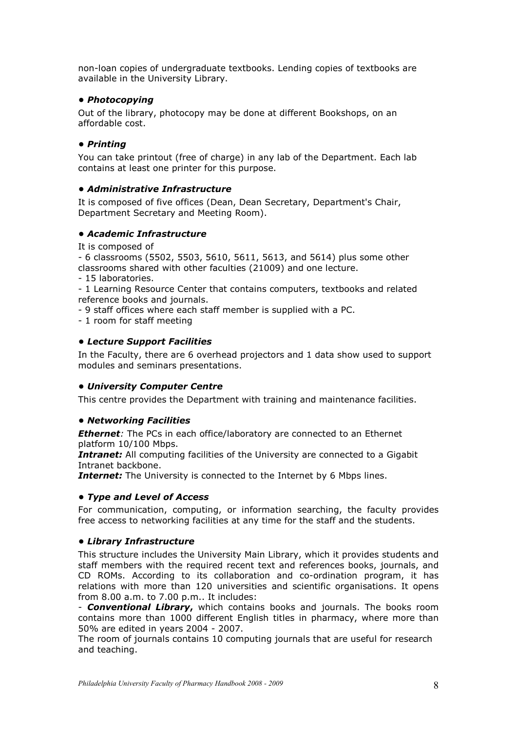non-loan copies of undergraduate textbooks. Lending copies of textbooks are available in the University Library.

### • *Photocopying*

Out of the library, photocopy may be done at different Bookshops, on an affordable cost.

### • *Printing*

You can take printout (free of charge) in any lab of the Department. Each lab contains at least one printer for this purpose.

### • *Administrative Infrastructure*

It is composed of five offices (Dean, Dean Secretary, Department's Chair, Department Secretary and Meeting Room).

### • *Academic Infrastructure*

It is composed of

- 6 classrooms (5502, 5503, 5610, 5611, 5613, and 5614) plus some other classrooms shared with other faculties (21009) and one lecture.
- 15 laboratories.
- 1 Learning Resource Center that contains computers, textbooks and related reference books and journals.
- 9 staff offices where each staff member is supplied with a PC.
- 1 room for staff meeting

### • *Lecture Support Facilities*

In the Faculty, there are 6 overhead projectors and 1 data show used to support modules and seminars presentations.

### • *University Computer Centre*

This centre provides the Department with training and maintenance facilities.

### • *Networking Facilities*

***Ethernet****:* The PCs in each office/laboratory are connected to an Ethernet platform 10/100 Mbps.

***Intranet:*** All computing facilities of the University are connected to a Gigabit Intranet backbone.

***Internet:*** The University is connected to the Internet by 6 Mbps lines.

### • *Type and Level of Access*

For communication, computing, or information searching, the faculty provides free access to networking facilities at any time for the staff and the students.

### • *Library Infrastructure*

This structure includes the University Main Library, which it provides students and staff members with the required recent text and references books, journals, and CD ROMs. According to its collaboration and co-ordination program, it has relations with more than 120 universities and scientific organisations. It opens from 8.00 a.m. to 7.00 p.m.. It includes:

- ***Conventional Library***, which contains books and journals. The books room contains more than 1000 different English titles in pharmacy, where more than 50% are edited in years 2004 - 2007.

The room of journals contains 10 computing journals that are useful for research and teaching.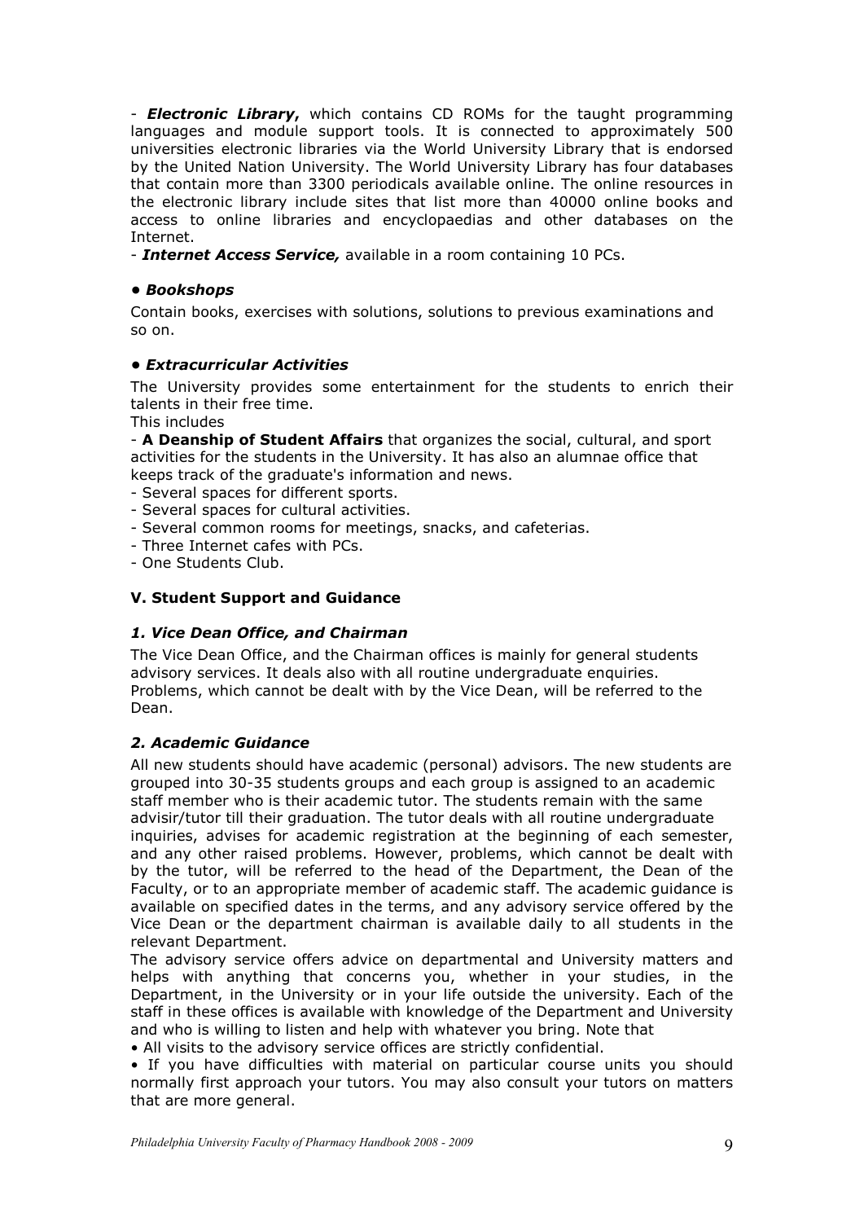- ***Electronic Library***, which contains CD ROMs for the taught programming languages and module support tools. It is connected to approximately 500 universities electronic libraries via the World University Library that is endorsed by the United Nation University. The World University Library has four databases that contain more than 3300 periodicals available online. The online resources in the electronic library include sites that list more than 40000 online books and access to online libraries and encyclopaedias and other databases on the Internet.
- ***Internet Access Service,*** available in a room containing 10 PCs.

### • *Bookshops*

Contain books, exercises with solutions, solutions to previous examinations and so on.

### • *Extracurricular Activities*

The University provides some entertainment for the students to enrich their talents in their free time.

This includes

- **A Deanship of Student Affairs** that organizes the social, cultural, and sport activities for the students in the University. It has also an alumnae office that keeps track of the graduate's information and news.
- Several spaces for different sports.
- Several spaces for cultural activities.
- Several common rooms for meetings, snacks, and cafeterias.
- Three Internet cafes with PCs.
- One Students Club.

## V. Student Support and Guidance

### *1. Vice Dean Office, and Chairman*

The Vice Dean Office, and the Chairman offices is mainly for general students advisory services. It deals also with all routine undergraduate enquiries. Problems, which cannot be dealt with by the Vice Dean, will be referred to the Dean.

### *2. Academic Guidance*

All new students should have academic (personal) advisors. The new students are grouped into 30-35 students groups and each group is assigned to an academic staff member who is their academic tutor. The students remain with the same advisir/tutor till their graduation. The tutor deals with all routine undergraduate inquiries, advises for academic registration at the beginning of each semester, and any other raised problems. However, problems, which cannot be dealt with by the tutor, will be referred to the head of the Department, the Dean of the Faculty, or to an appropriate member of academic staff. The academic guidance is available on specified dates in the terms, and any advisory service offered by the Vice Dean or the department chairman is available daily to all students in the relevant Department.

The advisory service offers advice on departmental and University matters and helps with anything that concerns you, whether in your studies, in the Department, in the University or in your life outside the university. Each of the staff in these offices is available with knowledge of the Department and University and who is willing to listen and help with whatever you bring. Note that

- All visits to the advisory service offices are strictly confidential.
- If you have difficulties with material on particular course units you should normally first approach your tutors. You may also consult your tutors on matters that are more general.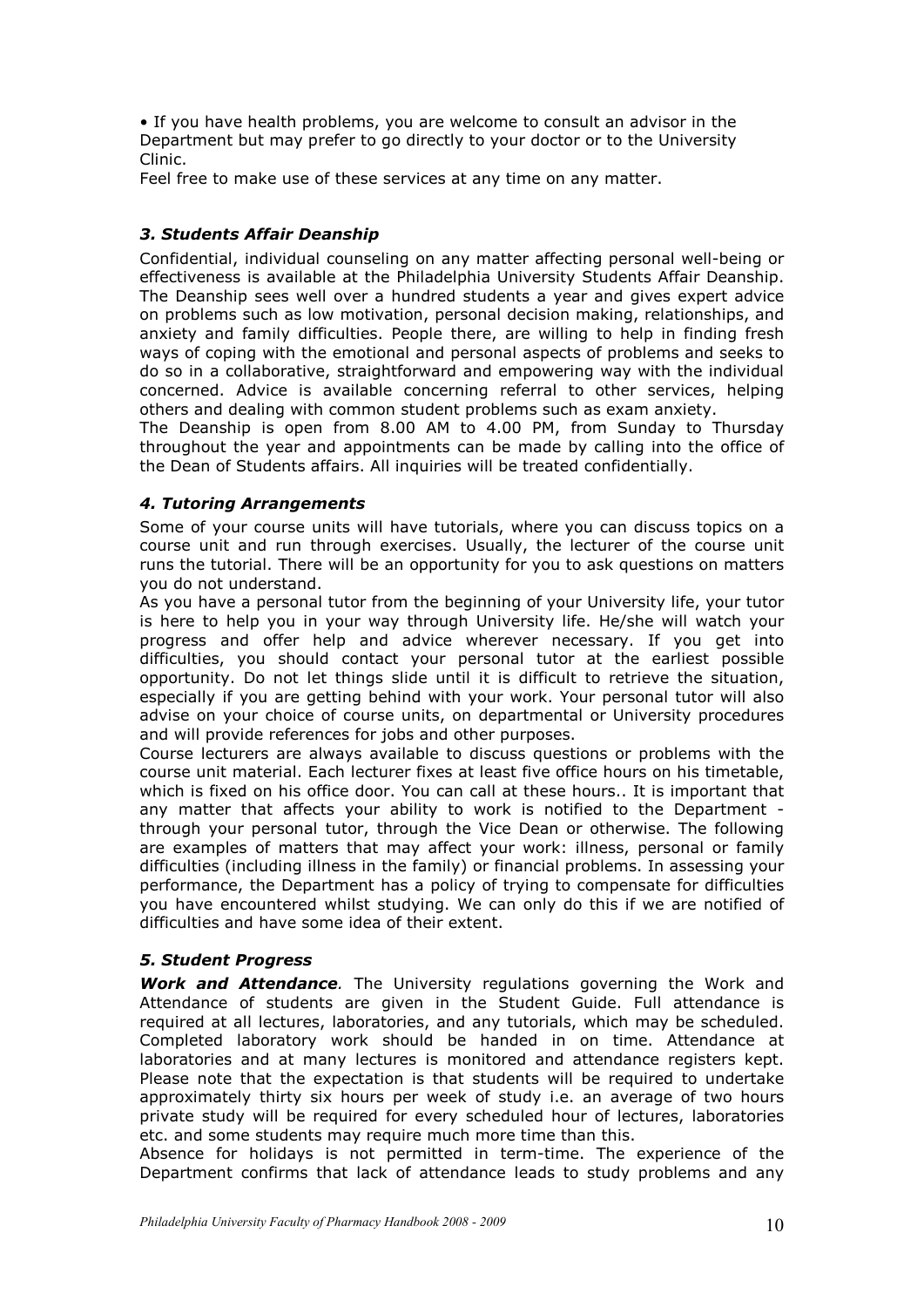• If you have health problems, you are welcome to consult an advisor in the Department but may prefer to go directly to your doctor or to the University Clinic.

Feel free to make use of these services at any time on any matter.

### *3. Students Affair Deanship*

Confidential, individual counseling on any matter affecting personal well-being or effectiveness is available at the Philadelphia University Students Affair Deanship. The Deanship sees well over a hundred students a year and gives expert advice on problems such as low motivation, personal decision making, relationships, and anxiety and family difficulties. People there, are willing to help in finding fresh ways of coping with the emotional and personal aspects of problems and seeks to do so in a collaborative, straightforward and empowering way with the individual concerned. Advice is available concerning referral to other services, helping others and dealing with common student problems such as exam anxiety.

The Deanship is open from 8.00 AM to 4.00 PM, from Sunday to Thursday throughout the year and appointments can be made by calling into the office of the Dean of Students affairs. All inquiries will be treated confidentially.

### *4. Tutoring Arrangements*

Some of your course units will have tutorials, where you can discuss topics on a course unit and run through exercises. Usually, the lecturer of the course unit runs the tutorial. There will be an opportunity for you to ask questions on matters you do not understand.

As you have a personal tutor from the beginning of your University life, your tutor is here to help you in your way through University life. He/she will watch your progress and offer help and advice wherever necessary. If you get into difficulties, you should contact your personal tutor at the earliest possible opportunity. Do not let things slide until it is difficult to retrieve the situation, especially if you are getting behind with your work. Your personal tutor will also advise on your choice of course units, on departmental or University procedures and will provide references for jobs and other purposes.

Course lecturers are always available to discuss questions or problems with the course unit material. Each lecturer fixes at least five office hours on his timetable, which is fixed on his office door. You can call at these hours.. It is important that any matter that affects your ability to work is notified to the Department - through your personal tutor, through the Vice Dean or otherwise. The following are examples of matters that may affect your work: illness, personal or family difficulties (including illness in the family) or financial problems. In assessing your performance, the Department has a policy of trying to compensate for difficulties you have encountered whilst studying. We can only do this if we are notified of difficulties and have some idea of their extent.

### *5. Student Progress*

***Work and Attendance***. The University regulations governing the Work and Attendance of students are given in the Student Guide. Full attendance is required at all lectures, laboratories, and any tutorials, which may be scheduled. Completed laboratory work should be handed in on time. Attendance at laboratories and at many lectures is monitored and attendance registers kept. Please note that the expectation is that students will be required to undertake approximately thirty six hours per week of study i.e. an average of two hours private study will be required for every scheduled hour of lectures, laboratories etc. and some students may require much more time than this.

Absence for holidays is not permitted in term-time. The experience of the Department confirms that lack of attendance leads to study problems and any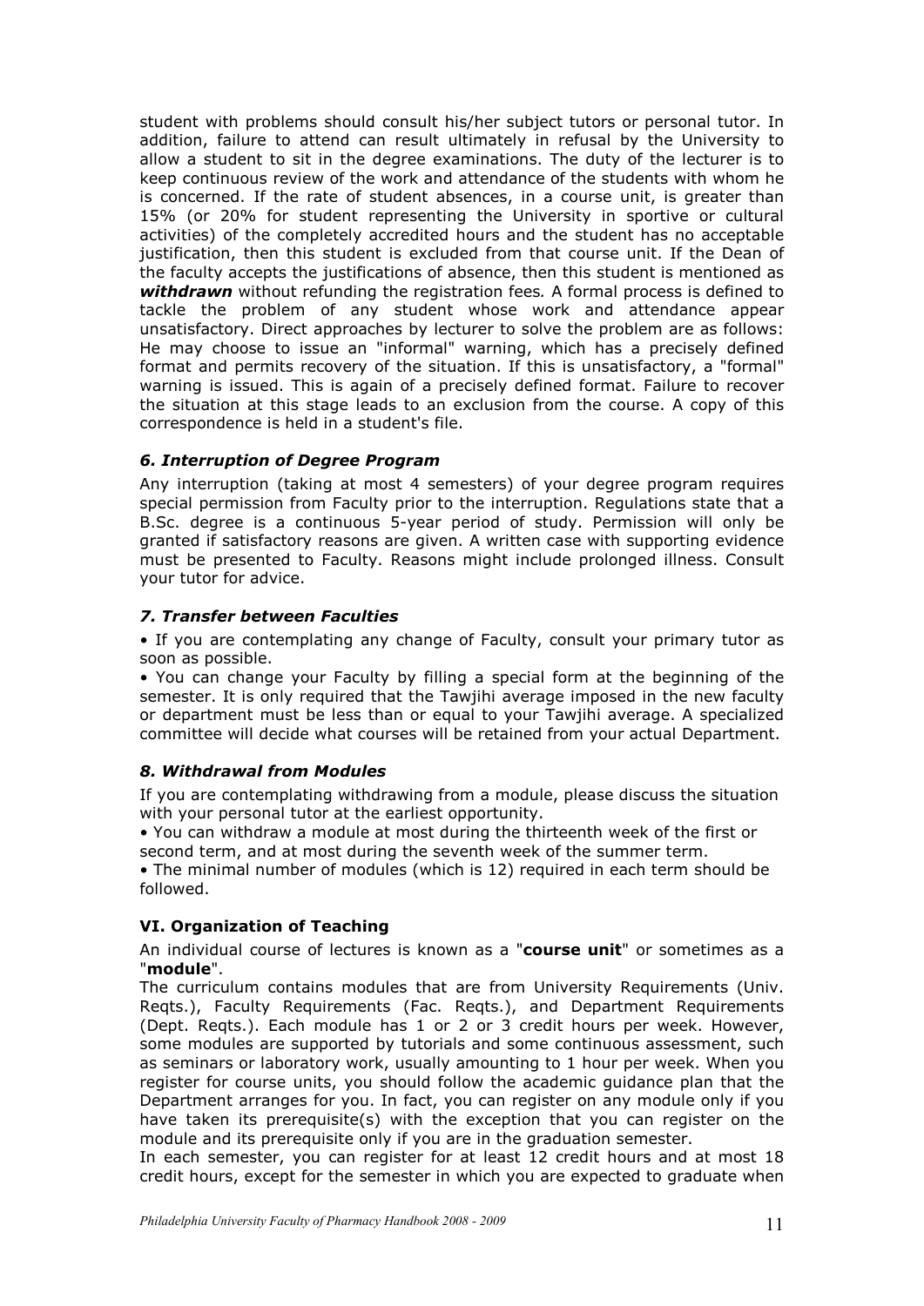student with problems should consult his/her subject tutors or personal tutor. In addition, failure to attend can result ultimately in refusal by the University to allow a student to sit in the degree examinations. The duty of the lecturer is to keep continuous review of the work and attendance of the students with whom he is concerned. If the rate of student absences, in a course unit, is greater than 15% (or 20% for student representing the University in sportive or cultural activities) of the completely accredited hours and the student has no acceptable justification, then this student is excluded from that course unit. If the Dean of the faculty accepts the justifications of absence, then this student is mentioned as ***withdrawn*** without refunding the registration fees*.* A formal process is defined to tackle the problem of any student whose work and attendance appear unsatisfactory. Direct approaches by lecturer to solve the problem are as follows: He may choose to issue an "informal" warning, which has a precisely defined format and permits recovery of the situation. If this is unsatisfactory, a "formal" warning is issued. This is again of a precisely defined format. Failure to recover the situation at this stage leads to an exclusion from the course. A copy of this correspondence is held in a student's file.

### *6. Interruption of Degree Program*

Any interruption (taking at most 4 semesters) of your degree program requires special permission from Faculty prior to the interruption. Regulations state that a B.Sc. degree is a continuous 5-year period of study. Permission will only be granted if satisfactory reasons are given. A written case with supporting evidence must be presented to Faculty. Reasons might include prolonged illness. Consult your tutor for advice.

### *7. Transfer between Faculties*

- If you are contemplating any change of Faculty, consult your primary tutor as soon as possible.
- You can change your Faculty by filling a special form at the beginning of the semester. It is only required that the Tawjihi average imposed in the new faculty or department must be less than or equal to your Tawjihi average. A specialized committee will decide what courses will be retained from your actual Department.

### *8. Withdrawal from Modules*

If you are contemplating withdrawing from a module, please discuss the situation with your personal tutor at the earliest opportunity.

- You can withdraw a module at most during the thirteenth week of the first or second term, and at most during the seventh week of the summer term.
- The minimal number of modules (which is 12) required in each term should be followed.

## VI. Organization of Teaching

An individual course of lectures is known as a "**course unit**" or sometimes as a "**module**".

The curriculum contains modules that are from University Requirements (Univ. Reqts.), Faculty Requirements (Fac. Reqts.), and Department Requirements (Dept. Reqts.). Each module has 1 or 2 or 3 credit hours per week. However, some modules are supported by tutorials and some continuous assessment, such as seminars or laboratory work, usually amounting to 1 hour per week. When you register for course units, you should follow the academic guidance plan that the Department arranges for you. In fact, you can register on any module only if you have taken its prerequisite(s) with the exception that you can register on the module and its prerequisite only if you are in the graduation semester.

In each semester, you can register for at least 12 credit hours and at most 18 credit hours, except for the semester in which you are expected to graduate when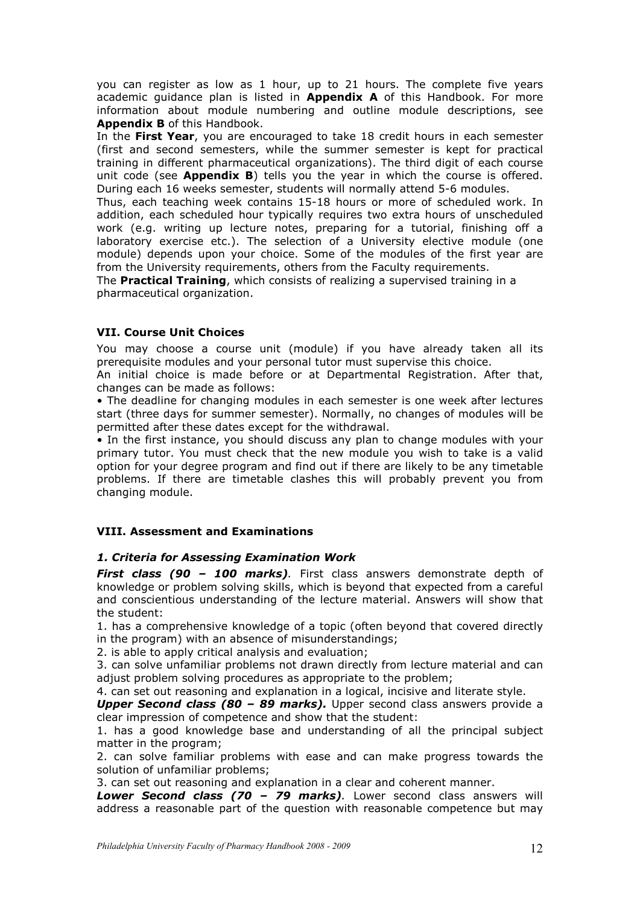you can register as low as 1 hour, up to 21 hours. The complete five years academic guidance plan is listed in **Appendix A** of this Handbook. For more information about module numbering and outline module descriptions, see **Appendix B** of this Handbook.

In the **First Year**, you are encouraged to take 18 credit hours in each semester (first and second semesters, while the summer semester is kept for practical training in different pharmaceutical organizations). The third digit of each course unit code (see **Appendix B**) tells you the year in which the course is offered. During each 16 weeks semester, students will normally attend 5-6 modules.

Thus, each teaching week contains 15-18 hours or more of scheduled work. In addition, each scheduled hour typically requires two extra hours of unscheduled work (e.g. writing up lecture notes, preparing for a tutorial, finishing off a laboratory exercise etc.). The selection of a University elective module (one module) depends upon your choice. Some of the modules of the first year are from the University requirements, others from the Faculty requirements.

The **Practical Training**, which consists of realizing a supervised training in a pharmaceutical organization.

### VII. Course Unit Choices

You may choose a course unit (module) if you have already taken all its prerequisite modules and your personal tutor must supervise this choice.

An initial choice is made before or at Departmental Registration. After that, changes can be made as follows:

- The deadline for changing modules in each semester is one week after lectures start (three days for summer semester). Normally, no changes of modules will be permitted after these dates except for the withdrawal.
- In the first instance, you should discuss any plan to change modules with your primary tutor. You must check that the new module you wish to take is a valid option for your degree program and find out if there are likely to be any timetable problems. If there are timetable clashes this will probably prevent you from changing module.

### VIII. Assessment and Examinations

#### *1. Criteria for Assessing Examination Work*

***First class (90 – 100 marks).*** First class answers demonstrate depth of knowledge or problem solving skills, which is beyond that expected from a careful and conscientious understanding of the lecture material. Answers will show that the student:

1. has a comprehensive knowledge of a topic (often beyond that covered directly in the program) with an absence of misunderstandings;
2. is able to apply critical analysis and evaluation;
3. can solve unfamiliar problems not drawn directly from lecture material and can adjust problem solving procedures as appropriate to the problem;
4. can set out reasoning and explanation in a logical, incisive and literate style.

***Upper Second class (80 – 89 marks).*** Upper second class answers provide a clear impression of competence and show that the student:

1. has a good knowledge base and understanding of all the principal subject matter in the program;
2. can solve familiar problems with ease and can make progress towards the solution of unfamiliar problems;
3. can set out reasoning and explanation in a clear and coherent manner.

***Lower Second class (70 – 79 marks).*** Lower second class answers will address a reasonable part of the question with reasonable competence but may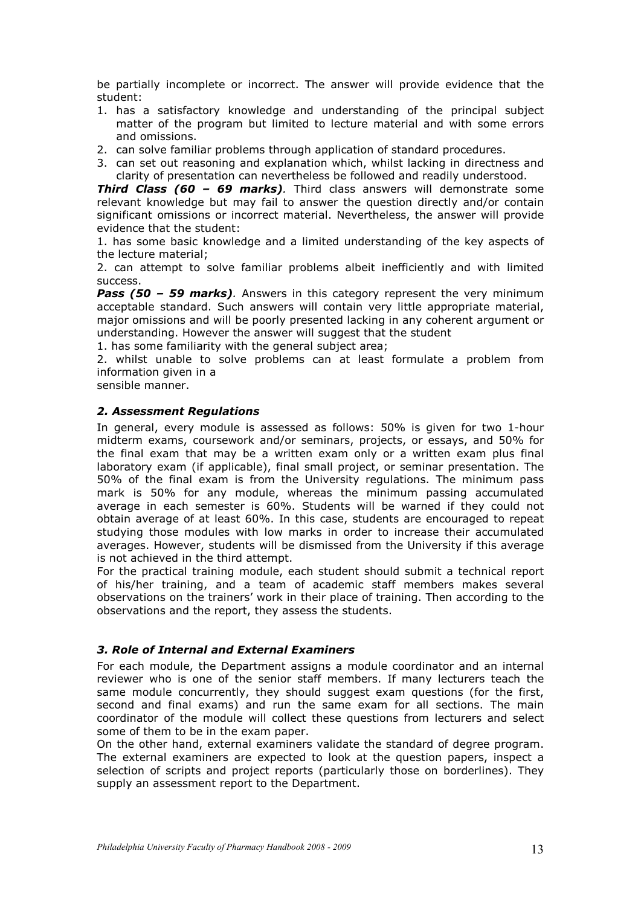be partially incomplete or incorrect. The answer will provide evidence that the student:

1. has a satisfactory knowledge and understanding of the principal subject matter of the program but limited to lecture material and with some errors and omissions.
2. can solve familiar problems through application of standard procedures.
3. can set out reasoning and explanation which, whilst lacking in directness and clarity of presentation can nevertheless be followed and readily understood.

***Third Class (60 – 69 marks)***. Third class answers will demonstrate some relevant knowledge but may fail to answer the question directly and/or contain significant omissions or incorrect material. Nevertheless, the answer will provide evidence that the student:

1. has some basic knowledge and a limited understanding of the key aspects of the lecture material;
2. can attempt to solve familiar problems albeit inefficiently and with limited success.

***Pass (50 – 59 marks)***. Answers in this category represent the very minimum acceptable standard. Such answers will contain very little appropriate material, major omissions and will be poorly presented lacking in any coherent argument or understanding. However the answer will suggest that the student

1. has some familiarity with the general subject area;
2. whilst unable to solve problems can at least formulate a problem from information given in a sensible manner.

### *2. Assessment Regulations*

In general, every module is assessed as follows: 50% is given for two 1-hour midterm exams, coursework and/or seminars, projects, or essays, and 50% for the final exam that may be a written exam only or a written exam plus final laboratory exam (if applicable), final small project, or seminar presentation. The 50% of the final exam is from the University regulations. The minimum pass mark is 50% for any module, whereas the minimum passing accumulated average in each semester is 60%. Students will be warned if they could not obtain average of at least 60%. In this case, students are encouraged to repeat studying those modules with low marks in order to increase their accumulated averages. However, students will be dismissed from the University if this average is not achieved in the third attempt.

For the practical training module, each student should submit a technical report of his/her training, and a team of academic staff members makes several observations on the trainers' work in their place of training. Then according to the observations and the report, they assess the students.

### *3. Role of Internal and External Examiners*

For each module, the Department assigns a module coordinator and an internal reviewer who is one of the senior staff members. If many lecturers teach the same module concurrently, they should suggest exam questions (for the first, second and final exams) and run the same exam for all sections. The main coordinator of the module will collect these questions from lecturers and select some of them to be in the exam paper.

On the other hand, external examiners validate the standard of degree program. The external examiners are expected to look at the question papers, inspect a selection of scripts and project reports (particularly those on borderlines). They supply an assessment report to the Department.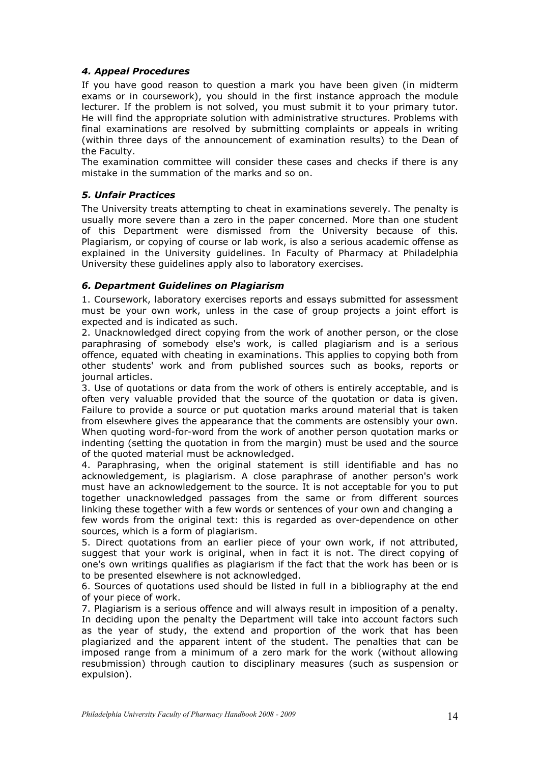### *4. Appeal Procedures*

If you have good reason to question a mark you have been given (in midterm exams or in coursework), you should in the first instance approach the module lecturer. If the problem is not solved, you must submit it to your primary tutor. He will find the appropriate solution with administrative structures. Problems with final examinations are resolved by submitting complaints or appeals in writing (within three days of the announcement of examination results) to the Dean of the Faculty.

The examination committee will consider these cases and checks if there is any mistake in the summation of the marks and so on.

### *5. Unfair Practices*

The University treats attempting to cheat in examinations severely. The penalty is usually more severe than a zero in the paper concerned. More than one student of this Department were dismissed from the University because of this. Plagiarism, or copying of course or lab work, is also a serious academic offense as explained in the University guidelines. In Faculty of Pharmacy at Philadelphia University these guidelines apply also to laboratory exercises.

### *6. Department Guidelines on Plagiarism*

1. Coursework, laboratory exercises reports and essays submitted for assessment must be your own work, unless in the case of group projects a joint effort is expected and is indicated as such.
2. Unacknowledged direct copying from the work of another person, or the close paraphrasing of somebody else's work, is called plagiarism and is a serious offence, equated with cheating in examinations. This applies to copying both from other students' work and from published sources such as books, reports or journal articles.
3. Use of quotations or data from the work of others is entirely acceptable, and is often very valuable provided that the source of the quotation or data is given. Failure to provide a source or put quotation marks around material that is taken from elsewhere gives the appearance that the comments are ostensibly your own. When quoting word-for-word from the work of another person quotation marks or indenting (setting the quotation in from the margin) must be used and the source of the quoted material must be acknowledged.
4. Paraphrasing, when the original statement is still identifiable and has no acknowledgement, is plagiarism. A close paraphrase of another person's work must have an acknowledgement to the source. It is not acceptable for you to put together unacknowledged passages from the same or from different sources linking these together with a few words or sentences of your own and changing a few words from the original text: this is regarded as over-dependence on other sources, which is a form of plagiarism.
5. Direct quotations from an earlier piece of your own work, if not attributed, suggest that your work is original, when in fact it is not. The direct copying of one's own writings qualifies as plagiarism if the fact that the work has been or is to be presented elsewhere is not acknowledged.
6. Sources of quotations used should be listed in full in a bibliography at the end of your piece of work.
7. Plagiarism is a serious offence and will always result in imposition of a penalty. In deciding upon the penalty the Department will take into account factors such as the year of study, the extend and proportion of the work that has been plagiarized and the apparent intent of the student. The penalties that can be imposed range from a minimum of a zero mark for the work (without allowing resubmission) through caution to disciplinary measures (such as suspension or expulsion).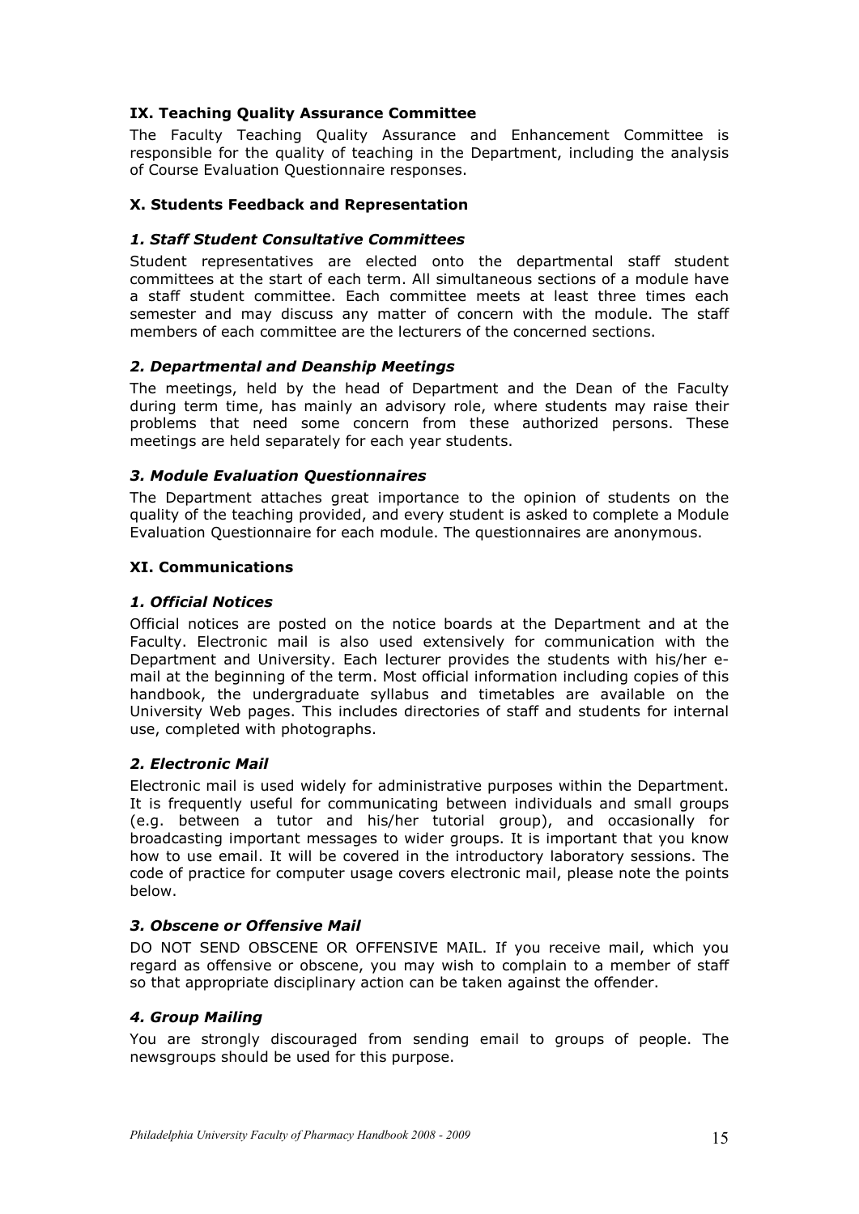## IX. Teaching Quality Assurance Committee

The Faculty Teaching Quality Assurance and Enhancement Committee is responsible for the quality of teaching in the Department, including the analysis of Course Evaluation Questionnaire responses.

## X. Students Feedback and Representation

### *1. Staff Student Consultative Committees*

Student representatives are elected onto the departmental staff student committees at the start of each term. All simultaneous sections of a module have a staff student committee. Each committee meets at least three times each semester and may discuss any matter of concern with the module. The staff members of each committee are the lecturers of the concerned sections.

### *2. Departmental and Deanship Meetings*

The meetings, held by the head of Department and the Dean of the Faculty during term time, has mainly an advisory role, where students may raise their problems that need some concern from these authorized persons. These meetings are held separately for each year students.

### *3. Module Evaluation Questionnaires*

The Department attaches great importance to the opinion of students on the quality of the teaching provided, and every student is asked to complete a Module Evaluation Questionnaire for each module. The questionnaires are anonymous.

## XI. Communications

### *1. Official Notices*

Official notices are posted on the notice boards at the Department and at the Faculty. Electronic mail is also used extensively for communication with the Department and University. Each lecturer provides the students with his/her e-mail at the beginning of the term. Most official information including copies of this handbook, the undergraduate syllabus and timetables are available on the University Web pages. This includes directories of staff and students for internal use, completed with photographs.

### *2. Electronic Mail*

Electronic mail is used widely for administrative purposes within the Department. It is frequently useful for communicating between individuals and small groups (e.g. between a tutor and his/her tutorial group), and occasionally for broadcasting important messages to wider groups. It is important that you know how to use email. It will be covered in the introductory laboratory sessions. The code of practice for computer usage covers electronic mail, please note the points below.

### *3. Obscene or Offensive Mail*

DO NOT SEND OBSCENE OR OFFENSIVE MAIL. If you receive mail, which you regard as offensive or obscene, you may wish to complain to a member of staff so that appropriate disciplinary action can be taken against the offender.

### *4. Group Mailing*

You are strongly discouraged from sending email to groups of people. The newsgroups should be used for this purpose.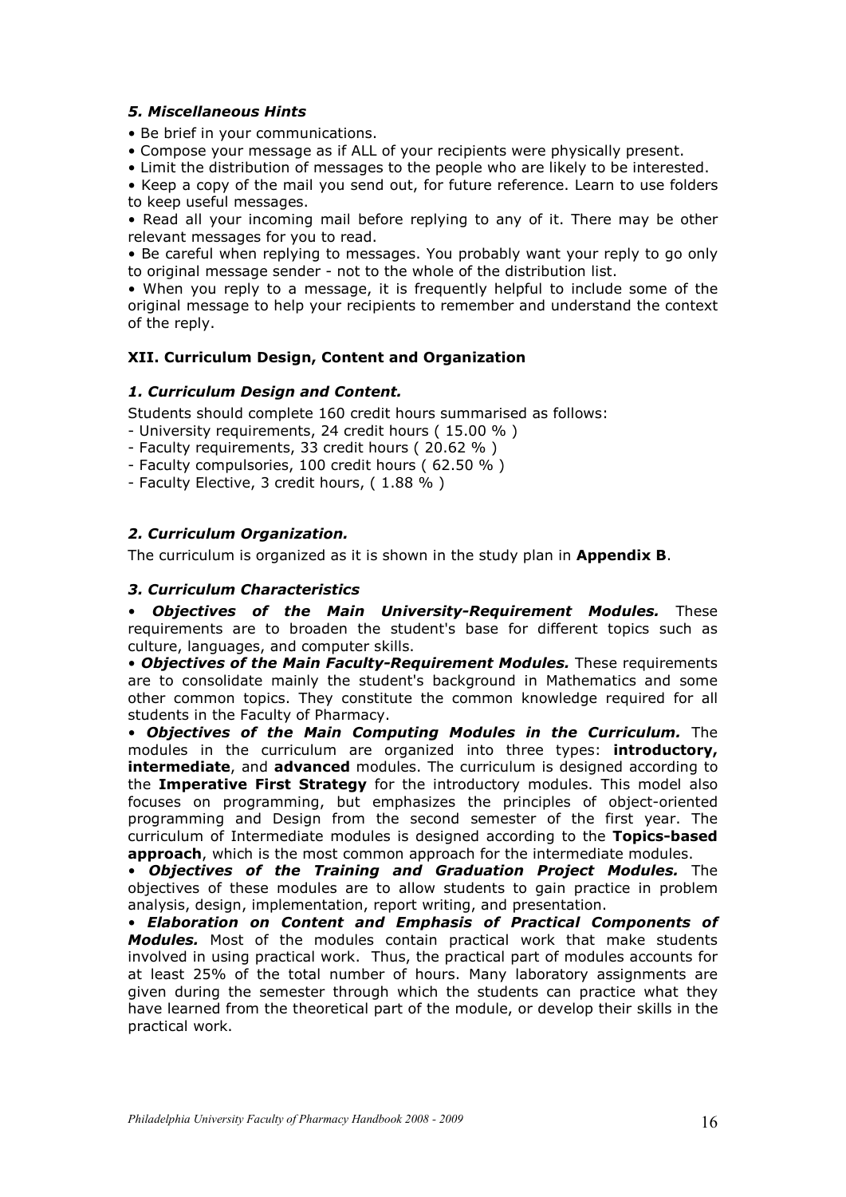### *5. Miscellaneous Hints*

- Be brief in your communications.
- Compose your message as if ALL of your recipients were physically present.
- Limit the distribution of messages to the people who are likely to be interested.
- Keep a copy of the mail you send out, for future reference. Learn to use folders to keep useful messages.
- Read all your incoming mail before replying to any of it. There may be other relevant messages for you to read.
- Be careful when replying to messages. You probably want your reply to go only to original message sender - not to the whole of the distribution list.
- When you reply to a message, it is frequently helpful to include some of the original message to help your recipients to remember and understand the context of the reply.

## XII. Curriculum Design, Content and Organization

### *1. Curriculum Design and Content.*

Students should complete 160 credit hours summarised as follows:

- University requirements, 24 credit hours ( 15.00 % )
- Faculty requirements, 33 credit hours ( 20.62 % )
- Faculty compulsories, 100 credit hours ( 62.50 % )
- Faculty Elective, 3 credit hours, ( 1.88 % )

### *2. Curriculum Organization.*

The curriculum is organized as it is shown in the study plan in **Appendix B**.

### *3. Curriculum Characteristics*

- ***Objectives of the Main University-Requirement Modules.*** These requirements are to broaden the student's base for different topics such as culture, languages, and computer skills.
- ***Objectives of the Main Faculty-Requirement Modules.*** These requirements are to consolidate mainly the student's background in Mathematics and some other common topics. They constitute the common knowledge required for all students in the Faculty of Pharmacy.
- ***Objectives of the Main Computing Modules in the Curriculum.*** The modules in the curriculum are organized into three types: **introductory, intermediate**, and **advanced** modules. The curriculum is designed according to the **Imperative First Strategy** for the introductory modules. This model also focuses on programming, but emphasizes the principles of object-oriented programming and Design from the second semester of the first year. The curriculum of Intermediate modules is designed according to the **Topics-based approach**, which is the most common approach for the intermediate modules.
- ***Objectives of the Training and Graduation Project Modules.*** The objectives of these modules are to allow students to gain practice in problem analysis, design, implementation, report writing, and presentation.
- ***Elaboration on Content and Emphasis of Practical Components of Modules.*** Most of the modules contain practical work that make students involved in using practical work. Thus, the practical part of modules accounts for at least 25% of the total number of hours. Many laboratory assignments are given during the semester through which the students can practice what they have learned from the theoretical part of the module, or develop their skills in the practical work.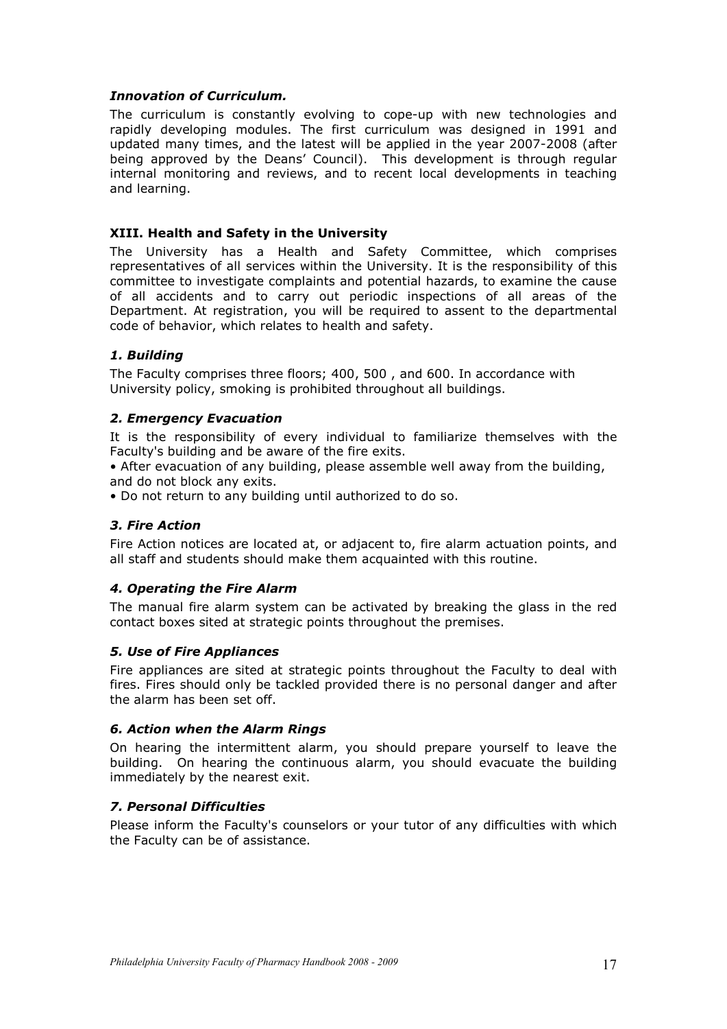*Innovation of Curriculum.*

The curriculum is constantly evolving to cope-up with new technologies and rapidly developing modules. The first curriculum was designed in 1991 and updated many times, and the latest will be applied in the year 2007-2008 (after being approved by the Deans' Council). This development is through regular internal monitoring and reviews, and to recent local developments in teaching and learning.

## XIII. Health and Safety in the University

The University has a Health and Safety Committee, which comprises representatives of all services within the University. It is the responsibility of this committee to investigate complaints and potential hazards, to examine the cause of all accidents and to carry out periodic inspections of all areas of the Department. At registration, you will be required to assent to the departmental code of behavior, which relates to health and safety.

### *1. Building*

The Faculty comprises three floors; 400, 500 , and 600. In accordance with University policy, smoking is prohibited throughout all buildings.

### *2. Emergency Evacuation*

It is the responsibility of every individual to familiarize themselves with the Faculty's building and be aware of the fire exits.

- After evacuation of any building, please assemble well away from the building, and do not block any exits.
- Do not return to any building until authorized to do so.

### *3. Fire Action*

Fire Action notices are located at, or adjacent to, fire alarm actuation points, and all staff and students should make them acquainted with this routine.

### *4. Operating the Fire Alarm*

The manual fire alarm system can be activated by breaking the glass in the red contact boxes sited at strategic points throughout the premises.

### *5. Use of Fire Appliances*

Fire appliances are sited at strategic points throughout the Faculty to deal with fires. Fires should only be tackled provided there is no personal danger and after the alarm has been set off.

### *6. Action when the Alarm Rings*

On hearing the intermittent alarm, you should prepare yourself to leave the building. On hearing the continuous alarm, you should evacuate the building immediately by the nearest exit.

### *7. Personal Difficulties*

Please inform the Faculty's counselors or your tutor of any difficulties with which the Faculty can be of assistance.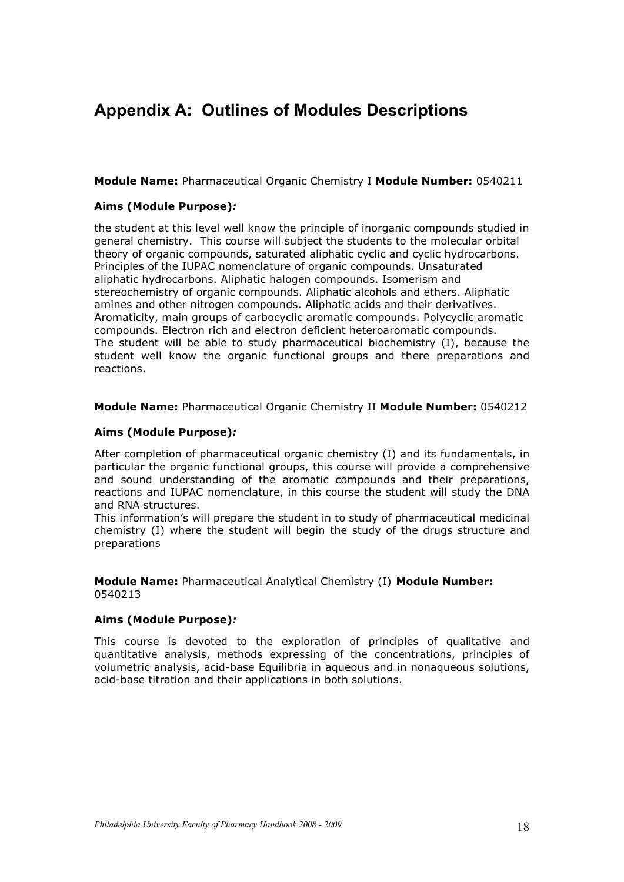# Appendix A: Outlines of Modules Descriptions

**Module Name:** Pharmaceutical Organic Chemistry I **Module Number:** 0540211

**Aims (Module Purpose)*:***

the student at this level well know the principle of inorganic compounds studied in general chemistry. This course will subject the students to the molecular orbital theory of organic compounds, saturated aliphatic cyclic and cyclic hydrocarbons. Principles of the IUPAC nomenclature of organic compounds. Unsaturated aliphatic hydrocarbons. Aliphatic halogen compounds. Isomerism and stereochemistry of organic compounds. Aliphatic alcohols and ethers. Aliphatic amines and other nitrogen compounds. Aliphatic acids and their derivatives. Aromaticity, main groups of carbocyclic aromatic compounds. Polycyclic aromatic compounds. Electron rich and electron deficient heteroaromatic compounds.
The student will be able to study pharmaceutical biochemistry (I), because the student well know the organic functional groups and there preparations and reactions.

**Module Name:** Pharmaceutical Organic Chemistry II **Module Number:** 0540212

**Aims (Module Purpose)*:***

After completion of pharmaceutical organic chemistry (I) and its fundamentals, in particular the organic functional groups, this course will provide a comprehensive and sound understanding of the aromatic compounds and their preparations, reactions and IUPAC nomenclature, in this course the student will study the DNA and RNA structures.
This information's will prepare the student in to study of pharmaceutical medicinal chemistry (I) where the student will begin the study of the drugs structure and preparations

**Module Name:** Pharmaceutical Analytical Chemistry (I) **Module Number:** 0540213

**Aims (Module Purpose)*:***

This course is devoted to the exploration of principles of qualitative and quantitative analysis, methods expressing of the concentrations, principles of volumetric analysis, acid-base Equilibria in aqueous and in nonaqueous solutions, acid-base titration and their applications in both solutions.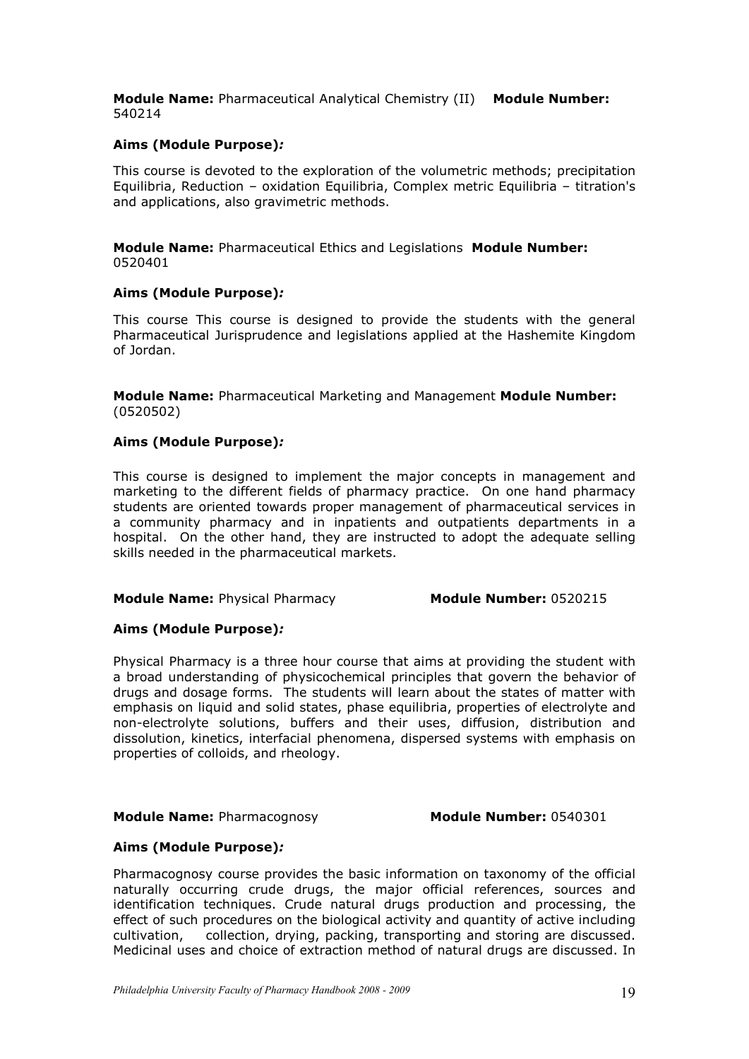**Module Name:** Pharmaceutical Analytical Chemistry (II) **Module Number:** 540214

**Aims (Module Purpose)*:***

This course is devoted to the exploration of the volumetric methods; precipitation Equilibria, Reduction – oxidation Equilibria, Complex metric Equilibria – titration's and applications, also gravimetric methods.

**Module Name:** Pharmaceutical Ethics and Legislations **Module Number:** 0520401

**Aims (Module Purpose)*:***

This course This course is designed to provide the students with the general Pharmaceutical Jurisprudence and legislations applied at the Hashemite Kingdom of Jordan.

**Module Name:** Pharmaceutical Marketing and Management **Module Number:** (0520502)

**Aims (Module Purpose)*:***

This course is designed to implement the major concepts in management and marketing to the different fields of pharmacy practice. On one hand pharmacy students are oriented towards proper management of pharmaceutical services in a community pharmacy and in inpatients and outpatients departments in a hospital. On the other hand, they are instructed to adopt the adequate selling skills needed in the pharmaceutical markets.

**Module Name:** Physical Pharmacy **Module Number:** 0520215

**Aims (Module Purpose)*:***

Physical Pharmacy is a three hour course that aims at providing the student with a broad understanding of physicochemical principles that govern the behavior of drugs and dosage forms. The students will learn about the states of matter with emphasis on liquid and solid states, phase equilibria, properties of electrolyte and non-electrolyte solutions, buffers and their uses, diffusion, distribution and dissolution, kinetics, interfacial phenomena, dispersed systems with emphasis on properties of colloids, and rheology.

**Module Name:** Pharmacognosy **Module Number:** 0540301

**Aims (Module Purpose)*:***

Pharmacognosy course provides the basic information on taxonomy of the official naturally occurring crude drugs, the major official references, sources and identification techniques. Crude natural drugs production and processing, the effect of such procedures on the biological activity and quantity of active including cultivation, collection, drying, packing, transporting and storing are discussed. Medicinal uses and choice of extraction method of natural drugs are discussed. In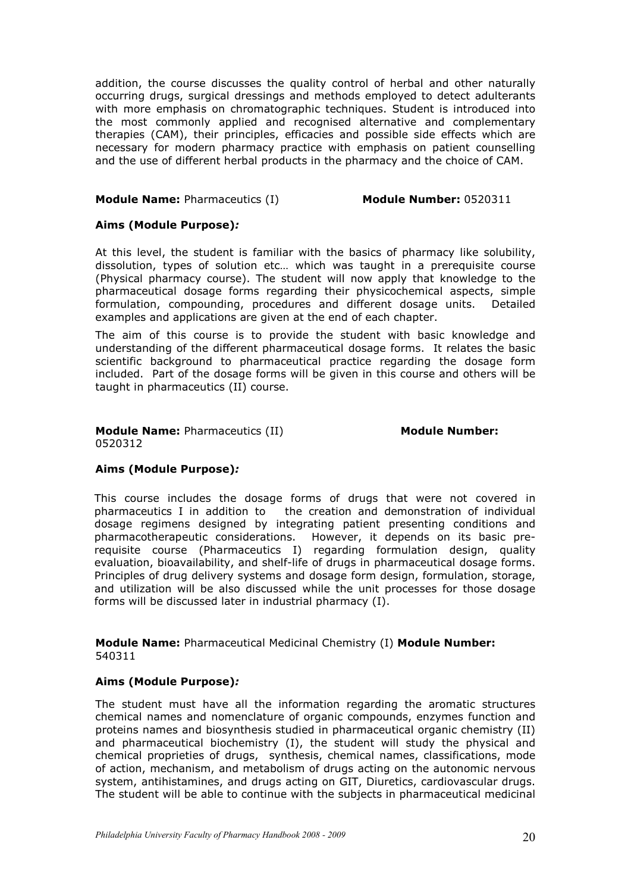addition, the course discusses the quality control of herbal and other naturally occurring drugs, surgical dressings and methods employed to detect adulterants with more emphasis on chromatographic techniques. Student is introduced into the most commonly applied and recognised alternative and complementary therapies (CAM), their principles, efficacies and possible side effects which are necessary for modern pharmacy practice with emphasis on patient counselling and the use of different herbal products in the pharmacy and the choice of CAM.

**Module Name:** Pharmaceutics (I) **Module Number:** 0520311

**Aims (Module Purpose)*:***

At this level, the student is familiar with the basics of pharmacy like solubility, dissolution, types of solution etc… which was taught in a prerequisite course (Physical pharmacy course). The student will now apply that knowledge to the pharmaceutical dosage forms regarding their physicochemical aspects, simple formulation, compounding, procedures and different dosage units. Detailed examples and applications are given at the end of each chapter.

The aim of this course is to provide the student with basic knowledge and understanding of the different pharmaceutical dosage forms. It relates the basic scientific background to pharmaceutical practice regarding the dosage form included. Part of the dosage forms will be given in this course and others will be taught in pharmaceutics (II) course.

**Module Name:** Pharmaceutics (II) **Module Number:** 0520312

**Aims (Module Purpose)*:***

This course includes the dosage forms of drugs that were not covered in pharmaceutics I in addition to the creation and demonstration of individual dosage regimens designed by integrating patient presenting conditions and pharmacotherapeutic considerations. However, it depends on its basic prerequisite course (Pharmaceutics I) regarding formulation design, quality evaluation, bioavailability, and shelf-life of drugs in pharmaceutical dosage forms. Principles of drug delivery systems and dosage form design, formulation, storage, and utilization will be also discussed while the unit processes for those dosage forms will be discussed later in industrial pharmacy (I).

**Module Name:** Pharmaceutical Medicinal Chemistry (I) **Module Number:** 540311

**Aims (Module Purpose)*:***

The student must have all the information regarding the aromatic structures chemical names and nomenclature of organic compounds, enzymes function and proteins names and biosynthesis studied in pharmaceutical organic chemistry (II) and pharmaceutical biochemistry (I), the student will study the physical and chemical proprieties of drugs, synthesis, chemical names, classifications, mode of action, mechanism, and metabolism of drugs acting on the autonomic nervous system, antihistamines, and drugs acting on GIT, Diuretics, cardiovascular drugs. The student will be able to continue with the subjects in pharmaceutical medicinal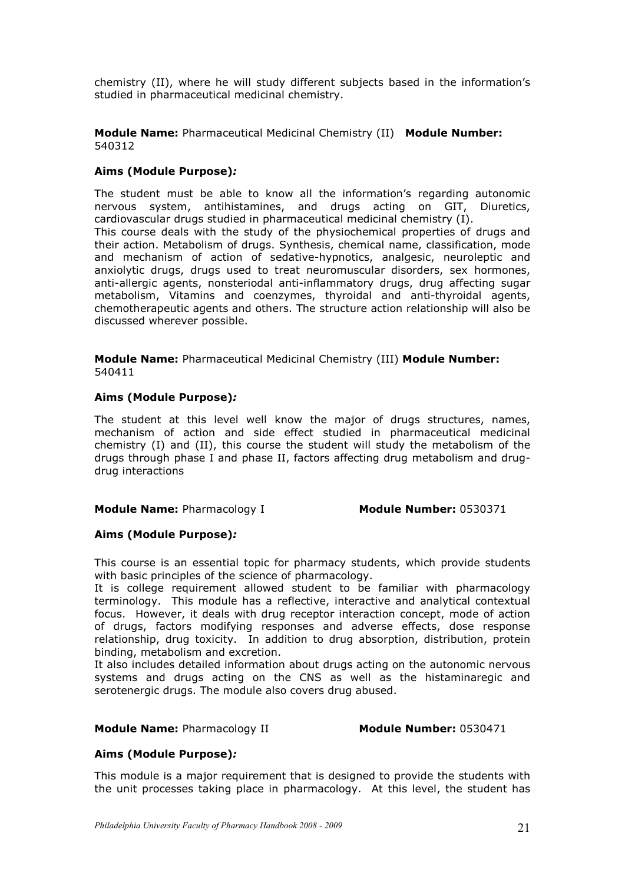chemistry (II), where he will study different subjects based in the information's studied in pharmaceutical medicinal chemistry.

**Module Name:** Pharmaceutical Medicinal Chemistry (II) **Module Number:** 540312

**Aims (Module Purpose)*:***

The student must be able to know all the information's regarding autonomic nervous system, antihistamines, and drugs acting on GIT, Diuretics, cardiovascular drugs studied in pharmaceutical medicinal chemistry (I).
This course deals with the study of the physiochemical properties of drugs and their action. Metabolism of drugs. Synthesis, chemical name, classification, mode and mechanism of action of sedative-hypnotics, analgesic, neuroleptic and anxiolytic drugs, drugs used to treat neuromuscular disorders, sex hormones, anti-allergic agents, nonsteriodal anti-inflammatory drugs, drug affecting sugar metabolism, Vitamins and coenzymes, thyroidal and anti-thyroidal agents, chemotherapeutic agents and others. The structure action relationship will also be discussed wherever possible.

**Module Name:** Pharmaceutical Medicinal Chemistry (III) **Module Number:** 540411

**Aims (Module Purpose)*:***

The student at this level well know the major of drugs structures, names, mechanism of action and side effect studied in pharmaceutical medicinal chemistry (I) and (II), this course the student will study the metabolism of the drugs through phase I and phase II, factors affecting drug metabolism and drug-drug interactions

**Module Name:** Pharmacology I **Module Number:** 0530371

**Aims (Module Purpose)*:***

This course is an essential topic for pharmacy students, which provide students with basic principles of the science of pharmacology.
It is college requirement allowed student to be familiar with pharmacology terminology. This module has a reflective, interactive and analytical contextual focus. However, it deals with drug receptor interaction concept, mode of action of drugs, factors modifying responses and adverse effects, dose response relationship, drug toxicity. In addition to drug absorption, distribution, protein binding, metabolism and excretion.
It also includes detailed information about drugs acting on the autonomic nervous systems and drugs acting on the CNS as well as the histaminaregic and serotenergic drugs. The module also covers drug abused.

**Module Name:** Pharmacology II **Module Number:** 0530471

**Aims (Module Purpose)*:***

This module is a major requirement that is designed to provide the students with the unit processes taking place in pharmacology. At this level, the student has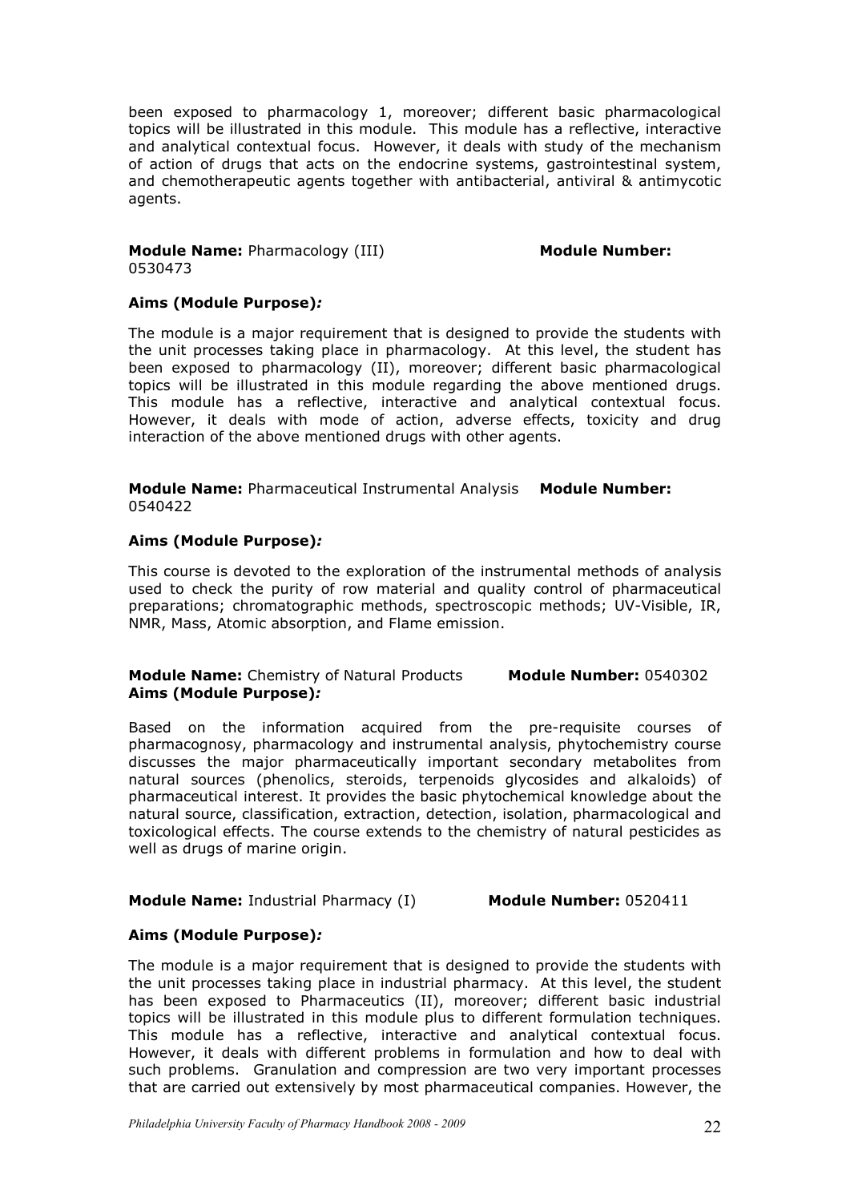been exposed to pharmacology 1, moreover; different basic pharmacological topics will be illustrated in this module. This module has a reflective, interactive and analytical contextual focus. However, it deals with study of the mechanism of action of drugs that acts on the endocrine systems, gastrointestinal system, and chemotherapeutic agents together with antibacterial, antiviral & antimycotic agents.

**Module Name:** Pharmacology (III) **Module Number:** 0530473

**Aims (Module Purpose)*:***

The module is a major requirement that is designed to provide the students with the unit processes taking place in pharmacology. At this level, the student has been exposed to pharmacology (II), moreover; different basic pharmacological topics will be illustrated in this module regarding the above mentioned drugs. This module has a reflective, interactive and analytical contextual focus. However, it deals with mode of action, adverse effects, toxicity and drug interaction of the above mentioned drugs with other agents.

**Module Name:** Pharmaceutical Instrumental Analysis **Module Number:** 0540422

**Aims (Module Purpose)*:***

This course is devoted to the exploration of the instrumental methods of analysis used to check the purity of row material and quality control of pharmaceutical preparations; chromatographic methods, spectroscopic methods; UV-Visible, IR, NMR, Mass, Atomic absorption, and Flame emission.

**Module Name:** Chemistry of Natural Products **Module Number:** 0540302

**Aims (Module Purpose)*:***

Based on the information acquired from the pre-requisite courses of pharmacognosy, pharmacology and instrumental analysis, phytochemistry course discusses the major pharmaceutically important secondary metabolites from natural sources (phenolics, steroids, terpenoids glycosides and alkaloids) of pharmaceutical interest. It provides the basic phytochemical knowledge about the natural source, classification, extraction, detection, isolation, pharmacological and toxicological effects. The course extends to the chemistry of natural pesticides as well as drugs of marine origin.

**Module Name:** Industrial Pharmacy (I) **Module Number:** 0520411

**Aims (Module Purpose)*:***

The module is a major requirement that is designed to provide the students with the unit processes taking place in industrial pharmacy. At this level, the student has been exposed to Pharmaceutics (II), moreover; different basic industrial topics will be illustrated in this module plus to different formulation techniques. This module has a reflective, interactive and analytical contextual focus. However, it deals with different problems in formulation and how to deal with such problems. Granulation and compression are two very important processes that are carried out extensively by most pharmaceutical companies. However, the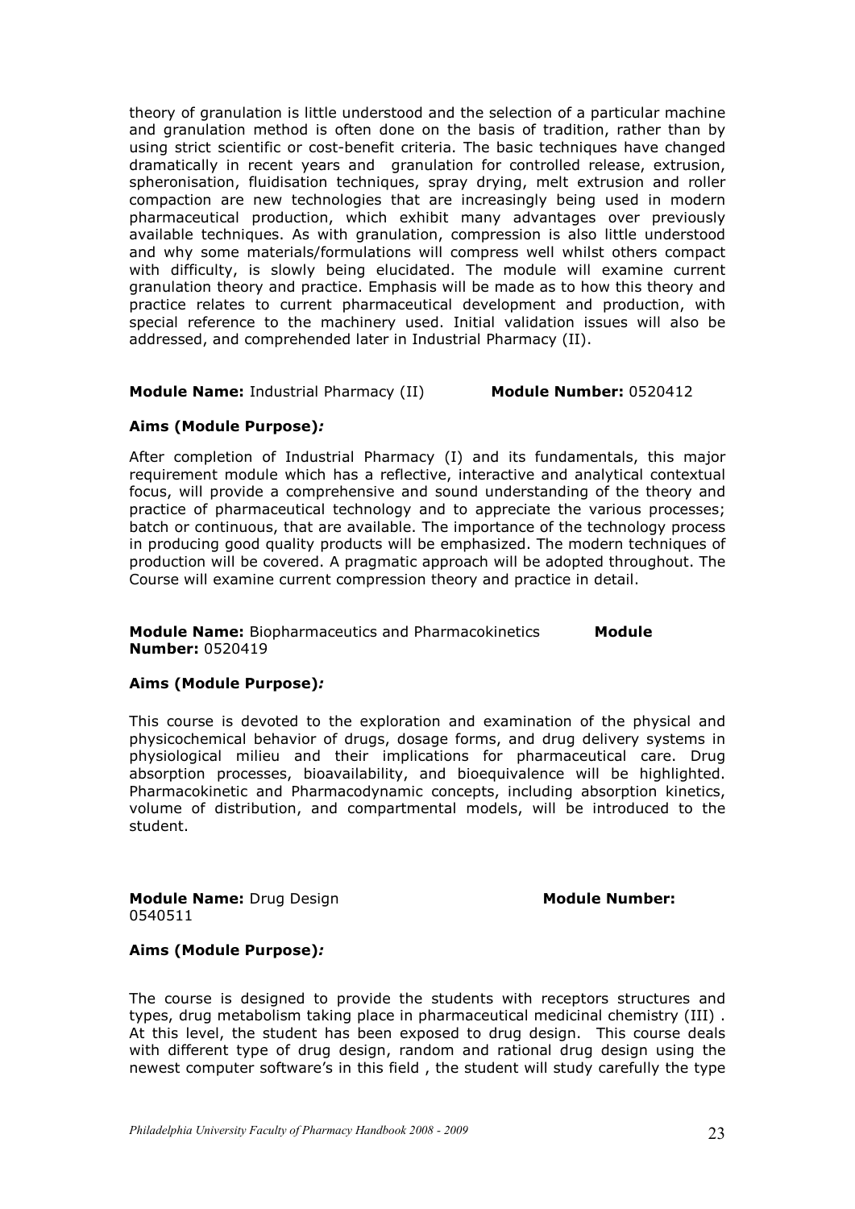theory of granulation is little understood and the selection of a particular machine and granulation method is often done on the basis of tradition, rather than by using strict scientific or cost-benefit criteria. The basic techniques have changed dramatically in recent years and granulation for controlled release, extrusion, spheronisation, fluidisation techniques, spray drying, melt extrusion and roller compaction are new technologies that are increasingly being used in modern pharmaceutical production, which exhibit many advantages over previously available techniques. As with granulation, compression is also little understood and why some materials/formulations will compress well whilst others compact with difficulty, is slowly being elucidated. The module will examine current granulation theory and practice. Emphasis will be made as to how this theory and practice relates to current pharmaceutical development and production, with special reference to the machinery used. Initial validation issues will also be addressed, and comprehended later in Industrial Pharmacy (II).

**Module Name:** Industrial Pharmacy (II) **Module Number:** 0520412

**Aims (Module Purpose)*:***

After completion of Industrial Pharmacy (I) and its fundamentals, this major requirement module which has a reflective, interactive and analytical contextual focus, will provide a comprehensive and sound understanding of the theory and practice of pharmaceutical technology and to appreciate the various processes; batch or continuous, that are available. The importance of the technology process in producing good quality products will be emphasized. The modern techniques of production will be covered. A pragmatic approach will be adopted throughout. The Course will examine current compression theory and practice in detail.

**Module Name:** Biopharmaceutics and Pharmacokinetics **Module Number:** 0520419

**Aims (Module Purpose)*:***

This course is devoted to the exploration and examination of the physical and physicochemical behavior of drugs, dosage forms, and drug delivery systems in physiological milieu and their implications for pharmaceutical care. Drug absorption processes, bioavailability, and bioequivalence will be highlighted. Pharmacokinetic and Pharmacodynamic concepts, including absorption kinetics, volume of distribution, and compartmental models, will be introduced to the student.

**Module Name:** Drug Design **Module Number:** 0540511

**Aims (Module Purpose)*:***

The course is designed to provide the students with receptors structures and types, drug metabolism taking place in pharmaceutical medicinal chemistry (III) . At this level, the student has been exposed to drug design. This course deals with different type of drug design, random and rational drug design using the newest computer software's in this field , the student will study carefully the type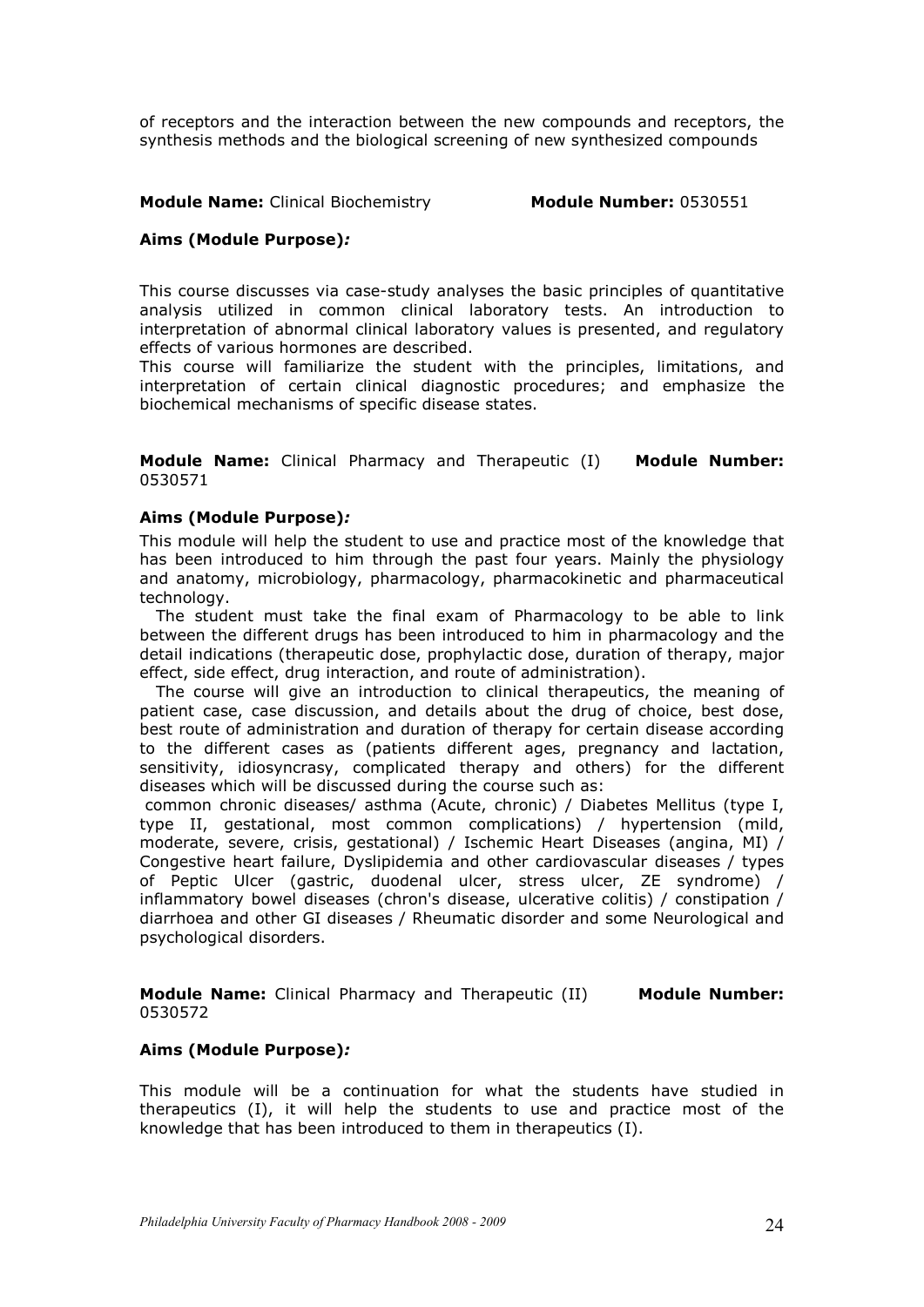of receptors and the interaction between the new compounds and receptors, the synthesis methods and the biological screening of new synthesized compounds

**Module Name:** Clinical Biochemistry **Module Number:** 0530551

**Aims (Module Purpose)*:***

This course discusses via case-study analyses the basic principles of quantitative analysis utilized in common clinical laboratory tests. An introduction to interpretation of abnormal clinical laboratory values is presented, and regulatory effects of various hormones are described.
This course will familiarize the student with the principles, limitations, and interpretation of certain clinical diagnostic procedures; and emphasize the biochemical mechanisms of specific disease states.

**Module Name:** Clinical Pharmacy and Therapeutic (I) **Module Number:** 0530571

**Aims (Module Purpose)*:***

This module will help the student to use and practice most of the knowledge that has been introduced to him through the past four years. Mainly the physiology and anatomy, microbiology, pharmacology, pharmacokinetic and pharmaceutical technology.

The student must take the final exam of Pharmacology to be able to link between the different drugs has been introduced to him in pharmacology and the detail indications (therapeutic dose, prophylactic dose, duration of therapy, major effect, side effect, drug interaction, and route of administration).

The course will give an introduction to clinical therapeutics, the meaning of patient case, case discussion, and details about the drug of choice, best dose, best route of administration and duration of therapy for certain disease according to the different cases as (patients different ages, pregnancy and lactation, sensitivity, idiosyncrasy, complicated therapy and others) for the different diseases which will be discussed during the course such as:
common chronic diseases/ asthma (Acute, chronic) / Diabetes Mellitus (type I, type II, gestational, most common complications) / hypertension (mild, moderate, severe, crisis, gestational) / Ischemic Heart Diseases (angina, MI) / Congestive heart failure, Dyslipidemia and other cardiovascular diseases / types of Peptic Ulcer (gastric, duodenal ulcer, stress ulcer, ZE syndrome) / inflammatory bowel diseases (chron's disease, ulcerative colitis) / constipation / diarrhoea and other GI diseases / Rheumatic disorder and some Neurological and psychological disorders.

**Module Name:** Clinical Pharmacy and Therapeutic (II) **Module Number:** 0530572

**Aims (Module Purpose)*:***

This module will be a continuation for what the students have studied in therapeutics (I), it will help the students to use and practice most of the knowledge that has been introduced to them in therapeutics (I).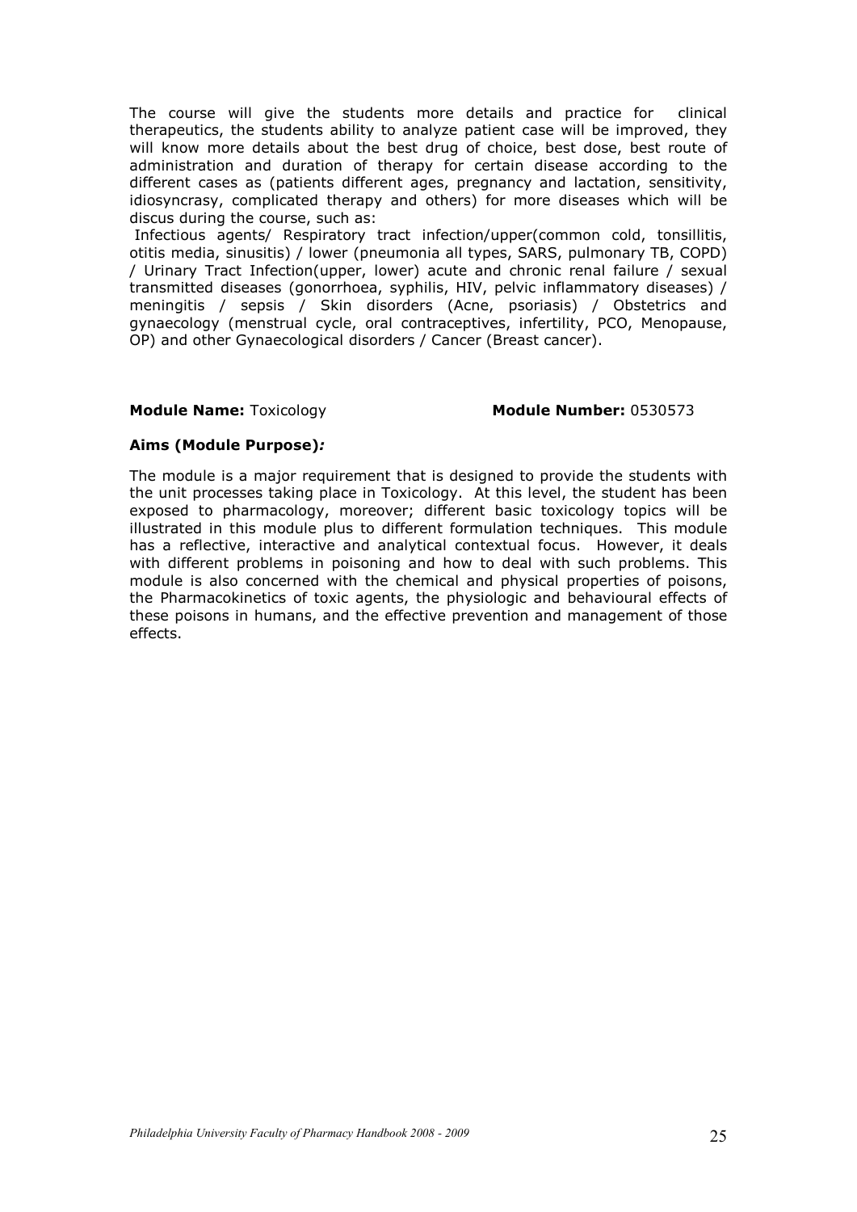The course will give the students more details and practice for clinical therapeutics, the students ability to analyze patient case will be improved, they will know more details about the best drug of choice, best dose, best route of administration and duration of therapy for certain disease according to the different cases as (patients different ages, pregnancy and lactation, sensitivity, idiosyncrasy, complicated therapy and others) for more diseases which will be discus during the course, such as:

Infectious agents/ Respiratory tract infection/upper(common cold, tonsillitis, otitis media, sinusitis) / lower (pneumonia all types, SARS, pulmonary TB, COPD) / Urinary Tract Infection(upper, lower) acute and chronic renal failure / sexual transmitted diseases (gonorrhoea, syphilis, HIV, pelvic inflammatory diseases) / meningitis / sepsis / Skin disorders (Acne, psoriasis) / Obstetrics and gynaecology (menstrual cycle, oral contraceptives, infertility, PCO, Menopause, OP) and other Gynaecological disorders / Cancer (Breast cancer).

**Module Name:** Toxicology **Module Number:** 0530573

**Aims (Module Purpose)*:***

The module is a major requirement that is designed to provide the students with the unit processes taking place in Toxicology. At this level, the student has been exposed to pharmacology, moreover; different basic toxicology topics will be illustrated in this module plus to different formulation techniques. This module has a reflective, interactive and analytical contextual focus. However, it deals with different problems in poisoning and how to deal with such problems. This module is also concerned with the chemical and physical properties of poisons, the Pharmacokinetics of toxic agents, the physiologic and behavioural effects of these poisons in humans, and the effective prevention and management of those effects.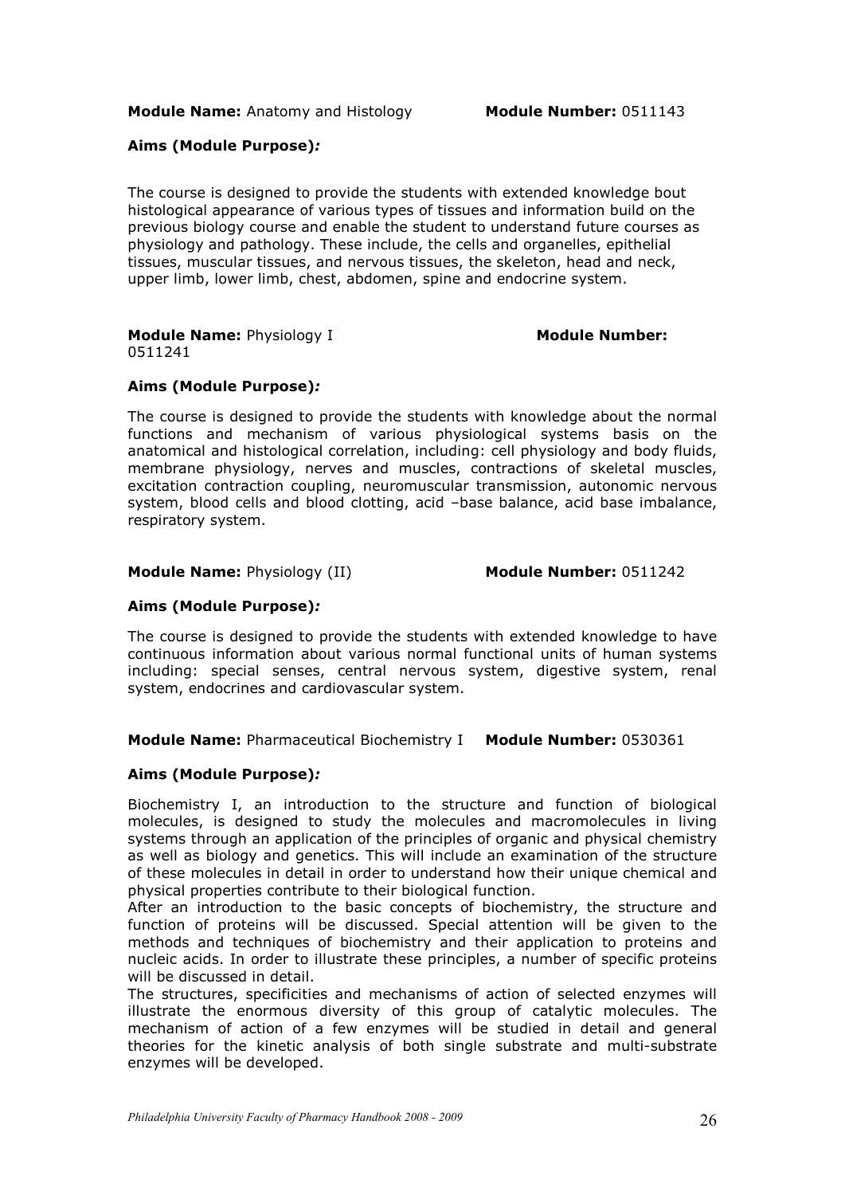**Module Name:** Anatomy and Histology **Module Number:** 0511143

**Aims (Module Purpose)*:***

The course is designed to provide the students with extended knowledge bout histological appearance of various types of tissues and information build on the previous biology course and enable the student to understand future courses as physiology and pathology. These include, the cells and organelles, epithelial tissues, muscular tissues, and nervous tissues, the skeleton, head and neck, upper limb, lower limb, chest, abdomen, spine and endocrine system.

**Module Name:** Physiology I **Module Number:** 0511241

**Aims (Module Purpose)*:***

The course is designed to provide the students with knowledge about the normal functions and mechanism of various physiological systems basis on the anatomical and histological correlation, including: cell physiology and body fluids, membrane physiology, nerves and muscles, contractions of skeletal muscles, excitation contraction coupling, neuromuscular transmission, autonomic nervous system, blood cells and blood clotting, acid –base balance, acid base imbalance, respiratory system.

**Module Name:** Physiology (II) **Module Number:** 0511242

**Aims (Module Purpose)*:***

The course is designed to provide the students with extended knowledge to have continuous information about various normal functional units of human systems including: special senses, central nervous system, digestive system, renal system, endocrines and cardiovascular system.

**Module Name:** Pharmaceutical Biochemistry I **Module Number:** 0530361

**Aims (Module Purpose)*:***

Biochemistry I, an introduction to the structure and function of biological molecules, is designed to study the molecules and macromolecules in living systems through an application of the principles of organic and physical chemistry as well as biology and genetics. This will include an examination of the structure of these molecules in detail in order to understand how their unique chemical and physical properties contribute to their biological function.

After an introduction to the basic concepts of biochemistry, the structure and function of proteins will be discussed. Special attention will be given to the methods and techniques of biochemistry and their application to proteins and nucleic acids. In order to illustrate these principles, a number of specific proteins will be discussed in detail.

The structures, specificities and mechanisms of action of selected enzymes will illustrate the enormous diversity of this group of catalytic molecules. The mechanism of action of a few enzymes will be studied in detail and general theories for the kinetic analysis of both single substrate and multi-substrate enzymes will be developed.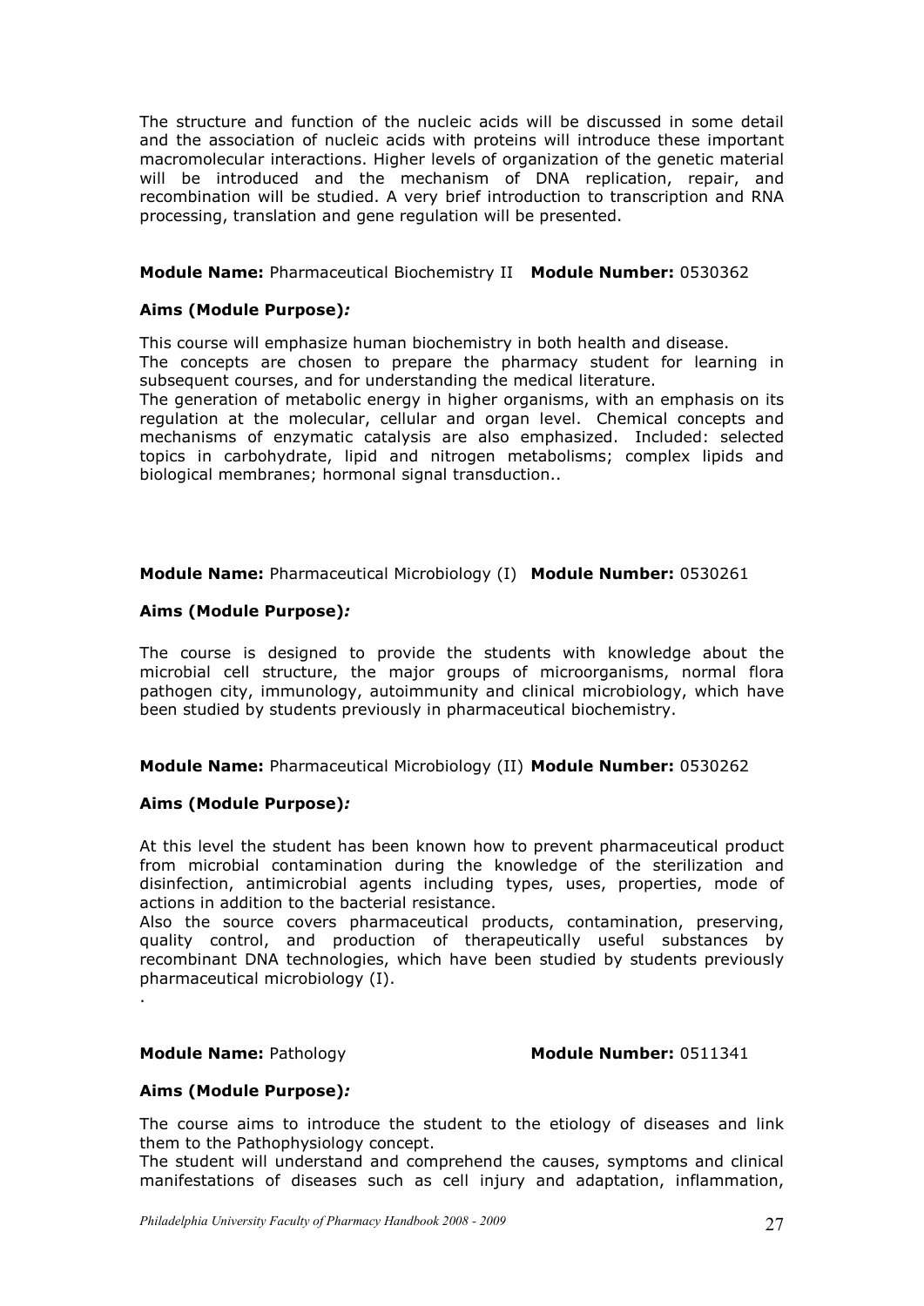The structure and function of the nucleic acids will be discussed in some detail and the association of nucleic acids with proteins will introduce these important macromolecular interactions. Higher levels of organization of the genetic material will be introduced and the mechanism of DNA replication, repair, and recombination will be studied. A very brief introduction to transcription and RNA processing, translation and gene regulation will be presented.

**Module Name:** Pharmaceutical Biochemistry II **Module Number:** 0530362

**Aims (Module Purpose)*:***

This course will emphasize human biochemistry in both health and disease.
The concepts are chosen to prepare the pharmacy student for learning in subsequent courses, and for understanding the medical literature.
The generation of metabolic energy in higher organisms, with an emphasis on its regulation at the molecular, cellular and organ level. Chemical concepts and mechanisms of enzymatic catalysis are also emphasized. Included: selected topics in carbohydrate, lipid and nitrogen metabolisms; complex lipids and biological membranes; hormonal signal transduction..

**Module Name:** Pharmaceutical Microbiology (I) **Module Number:** 0530261

**Aims (Module Purpose)*:***

The course is designed to provide the students with knowledge about the microbial cell structure, the major groups of microorganisms, normal flora pathogen city, immunology, autoimmunity and clinical microbiology, which have been studied by students previously in pharmaceutical biochemistry.

**Module Name:** Pharmaceutical Microbiology (II) **Module Number:** 0530262

**Aims (Module Purpose)*:***

At this level the student has been known how to prevent pharmaceutical product from microbial contamination during the knowledge of the sterilization and disinfection, antimicrobial agents including types, uses, properties, mode of actions in addition to the bacterial resistance.
Also the source covers pharmaceutical products, contamination, preserving, quality control, and production of therapeutically useful substances by recombinant DNA technologies, which have been studied by students previously pharmaceutical microbiology (I).
.

**Module Name:** Pathology **Module Number:** 0511341

**Aims (Module Purpose)*:***

The course aims to introduce the student to the etiology of diseases and link them to the Pathophysiology concept.
The student will understand and comprehend the causes, symptoms and clinical manifestations of diseases such as cell injury and adaptation, inflammation,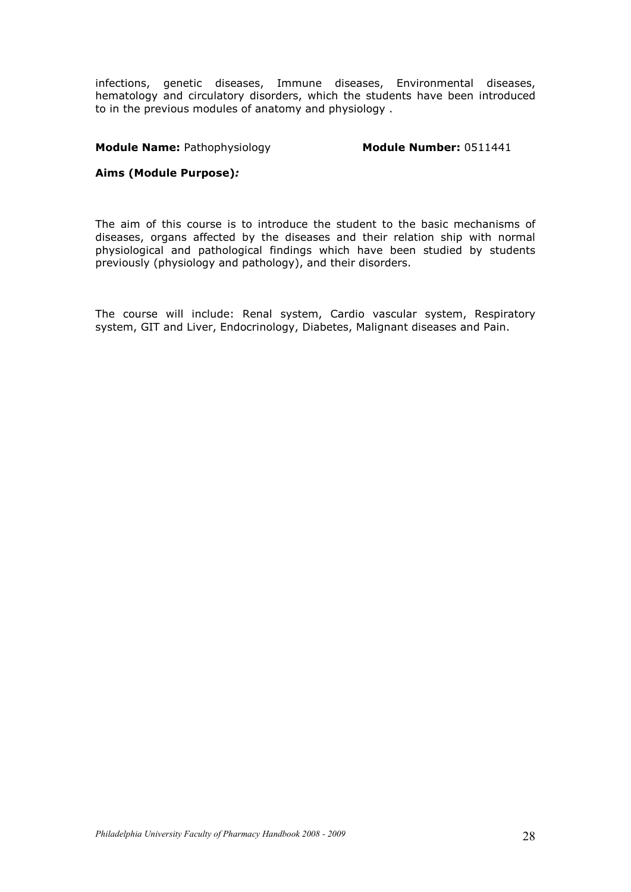infections, genetic diseases, Immune diseases, Environmental diseases, hematology and circulatory disorders, which the students have been introduced to in the previous modules of anatomy and physiology .

**Module Name:** Pathophysiology **Module Number:** 0511441

**Aims (Module Purpose)*:***

The aim of this course is to introduce the student to the basic mechanisms of diseases, organs affected by the diseases and their relation ship with normal physiological and pathological findings which have been studied by students previously (physiology and pathology), and their disorders.

The course will include: Renal system, Cardio vascular system, Respiratory system, GIT and Liver, Endocrinology, Diabetes, Malignant diseases and Pain.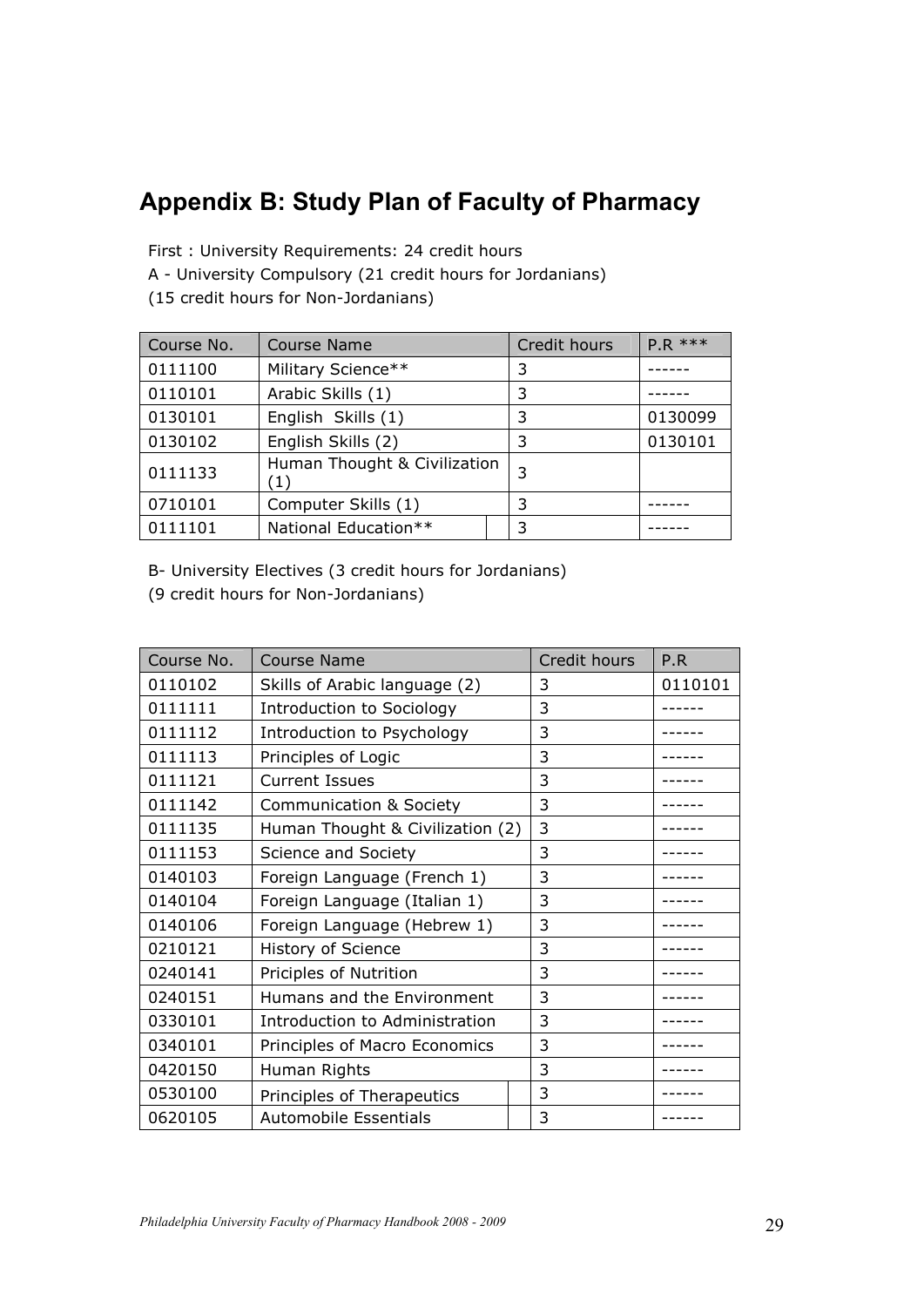# Appendix B: Study Plan of Faculty of Pharmacy

First : University Requirements: 24 credit hours

A - University Compulsory (21 credit hours for Jordanians)

(15 credit hours for Non-Jordanians)

| Course No. | Course Name | Credit hours | P.R *** |
|---|---|---|---|
| 0111100 | Military Science** | 3 | ------ |
| 0110101 | Arabic Skills (1) | 3 | ------ |
| 0130101 | English Skills (1) | 3 | 0130099 |
| 0130102 | English Skills (2) | 3 | 0130101 |
| 0111133 | Human Thought & Civilization (1) | 3 | |
| 0710101 | Computer Skills (1) | 3 | ------ |
| 0111101 | National Education** | 3 | ------ |

B- University Electives (3 credit hours for Jordanians)

(9 credit hours for Non-Jordanians)

| Course No. | Course Name | Credit hours | P.R |
|---|---|---|---|
| 0110102 | Skills of Arabic language (2) | 3 | 0110101 |
| 0111111 | Introduction to Sociology | 3 | ------ |
| 0111112 | Introduction to Psychology | 3 | ------ |
| 0111113 | Principles of Logic | 3 | ------ |
| 0111121 | Current Issues | 3 | ------ |
| 0111142 | Communication & Society | 3 | ------ |
| 0111135 | Human Thought & Civilization (2) | 3 | ------ |
| 0111153 | Science and Society | 3 | ------ |
| 0140103 | Foreign Language (French 1) | 3 | ------ |
| 0140104 | Foreign Language (Italian 1) | 3 | ------ |
| 0140106 | Foreign Language (Hebrew 1) | 3 | ------ |
| 0210121 | History of Science | 3 | ------ |
| 0240141 | Priciples of Nutrition | 3 | ------ |
| 0240151 | Humans and the Environment | 3 | ------ |
| 0330101 | Introduction to Administration | 3 | ------ |
| 0340101 | Principles of Macro Economics | 3 | ------ |
| 0420150 | Human Rights | 3 | ------ |
| 0530100 | Principles of Therapeutics | 3 | ------ |
| 0620105 | Automobile Essentials | 3 | ------ |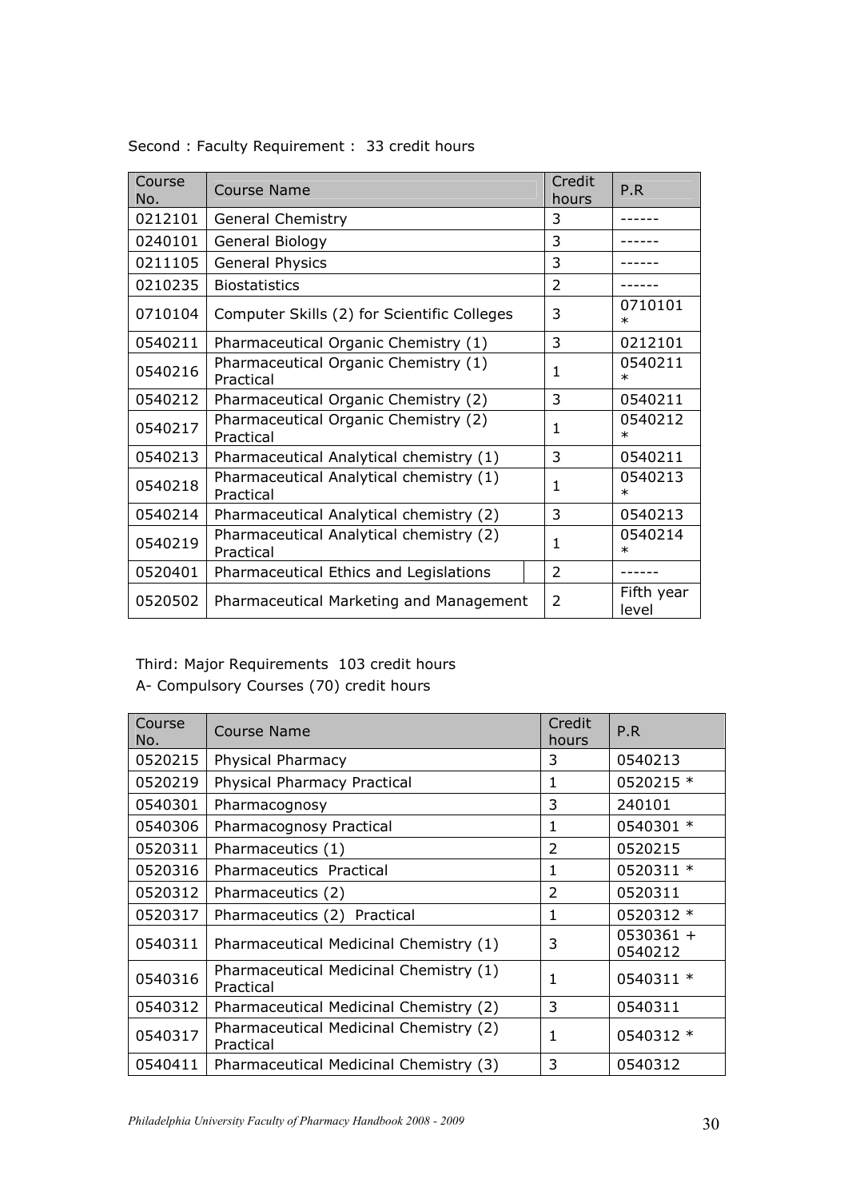Second : Faculty Requirement : 33 credit hours

| Course No. | Course Name | Credit hours | P.R |
|---|---|---|---|
| 0212101 | General Chemistry | 3 | ------ |
| 0240101 | General Biology | 3 | ------ |
| 0211105 | General Physics | 3 | ------ |
| 0210235 | Biostatistics | 2 | ------ |
| 0710104 | Computer Skills (2) for Scientific Colleges | 3 | 0710101 * |
| 0540211 | Pharmaceutical Organic Chemistry (1) | 3 | 0212101 |
| 0540216 | Pharmaceutical Organic Chemistry (1) Practical | 1 | 0540211 * |
| 0540212 | Pharmaceutical Organic Chemistry (2) | 3 | 0540211 |
| 0540217 | Pharmaceutical Organic Chemistry (2) Practical | 1 | 0540212 * |
| 0540213 | Pharmaceutical Analytical chemistry (1) | 3 | 0540211 |
| 0540218 | Pharmaceutical Analytical chemistry (1) Practical | 1 | 0540213 * |
| 0540214 | Pharmaceutical Analytical chemistry (2) | 3 | 0540213 |
| 0540219 | Pharmaceutical Analytical chemistry (2) Practical | 1 | 0540214 * |
| 0520401 | Pharmaceutical Ethics and Legislations | 2 | ------ |
| 0520502 | Pharmaceutical Marketing and Management | 2 | Fifth year level |

Third: Major Requirements 103 credit hours

A- Compulsory Courses (70) credit hours

| Course No. | Course Name | Credit hours | P.R |
|---|---|---|---|
| 0520215 | Physical Pharmacy | 3 | 0540213 |
| 0520219 | Physical Pharmacy Practical | 1 | 0520215 * |
| 0540301 | Pharmacognosy | 3 | 240101 |
| 0540306 | Pharmacognosy Practical | 1 | 0540301 * |
| 0520311 | Pharmaceutics (1) | 2 | 0520215 |
| 0520316 | Pharmaceutics Practical | 1 | 0520311 * |
| 0520312 | Pharmaceutics (2) | 2 | 0520311 |
| 0520317 | Pharmaceutics (2) Practical | 1 | 0520312 * |
| 0540311 | Pharmaceutical Medicinal Chemistry (1) | 3 | 0530361 + 0540212 |
| 0540316 | Pharmaceutical Medicinal Chemistry (1) Practical | 1 | 0540311 * |
| 0540312 | Pharmaceutical Medicinal Chemistry (2) | 3 | 0540311 |
| 0540317 | Pharmaceutical Medicinal Chemistry (2) Practical | 1 | 0540312 * |
| 0540411 | Pharmaceutical Medicinal Chemistry (3) | 3 | 0540312 |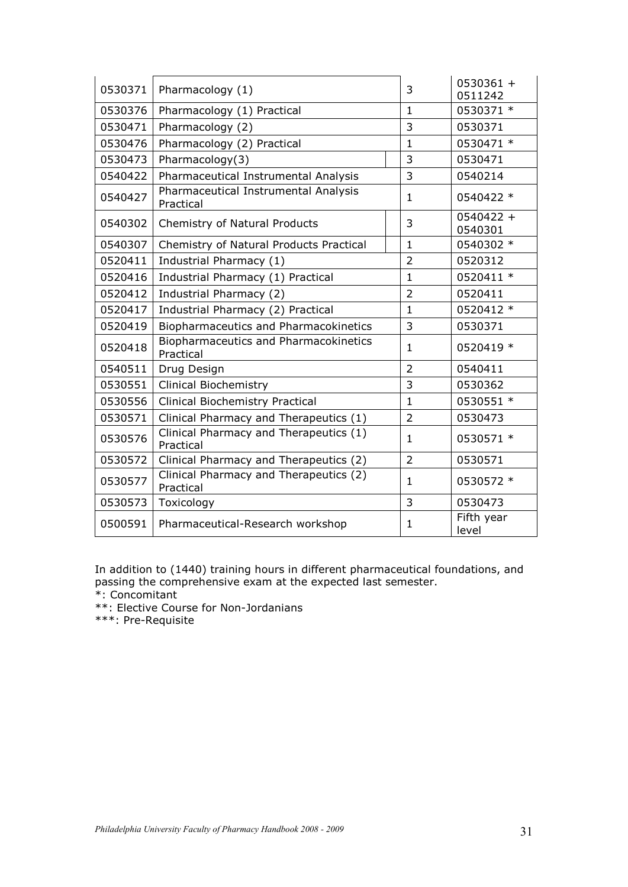| | | | |
|---|---|---|---|
| 0530371 | Pharmacology (1) | 3 | 0530361 + 0511242 |
| 0530376 | Pharmacology (1) Practical | 1 | 0530371 * |
| 0530471 | Pharmacology (2) | 3 | 0530371 |
| 0530476 | Pharmacology (2) Practical | 1 | 0530471 * |
| 0530473 | Pharmacology(3) | 3 | 0530471 |
| 0540422 | Pharmaceutical Instrumental Analysis | 3 | 0540214 |
| 0540427 | Pharmaceutical Instrumental Analysis Practical | 1 | 0540422 * |
| 0540302 | Chemistry of Natural Products | 3 | 0540422 + 0540301 |
| 0540307 | Chemistry of Natural Products Practical | 1 | 0540302 * |
| 0520411 | Industrial Pharmacy (1) | 2 | 0520312 |
| 0520416 | Industrial Pharmacy (1) Practical | 1 | 0520411 * |
| 0520412 | Industrial Pharmacy (2) | 2 | 0520411 |
| 0520417 | Industrial Pharmacy (2) Practical | 1 | 0520412 * |
| 0520419 | Biopharmaceutics and Pharmacokinetics | 3 | 0530371 |
| 0520418 | Biopharmaceutics and Pharmacokinetics Practical | 1 | 0520419 * |
| 0540511 | Drug Design | 2 | 0540411 |
| 0530551 | Clinical Biochemistry | 3 | 0530362 |
| 0530556 | Clinical Biochemistry Practical | 1 | 0530551 * |
| 0530571 | Clinical Pharmacy and Therapeutics (1) | 2 | 0530473 |
| 0530576 | Clinical Pharmacy and Therapeutics (1) Practical | 1 | 0530571 * |
| 0530572 | Clinical Pharmacy and Therapeutics (2) | 2 | 0530571 |
| 0530577 | Clinical Pharmacy and Therapeutics (2) Practical | 1 | 0530572 * |
| 0530573 | Toxicology | 3 | 0530473 |
| 0500591 | Pharmaceutical-Research workshop | 1 | Fifth year level |

In addition to (1440) training hours in different pharmaceutical foundations, and passing the comprehensive exam at the expected last semester.

*: Concomitant

**: Elective Course for Non-Jordanians

***: Pre-Requisite